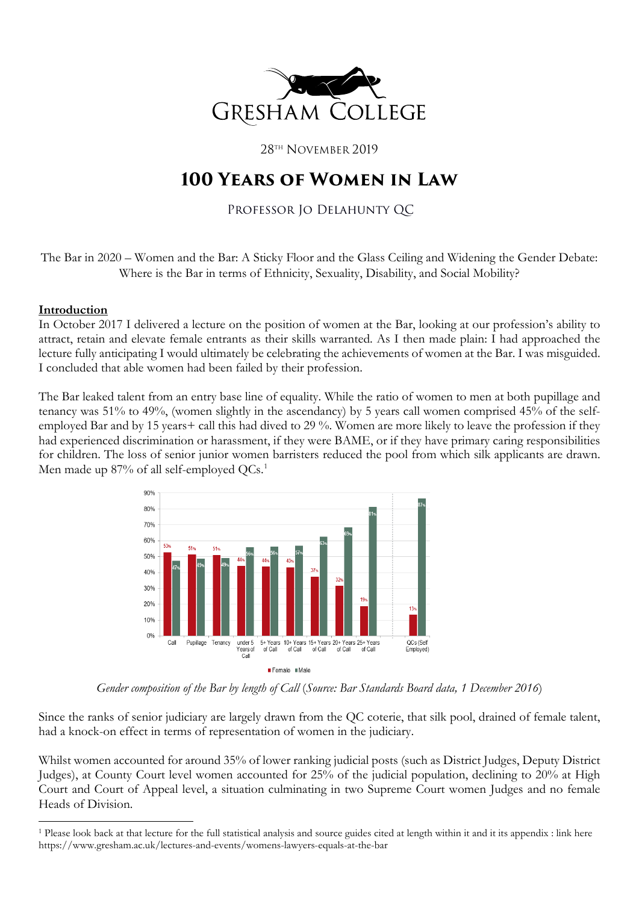# 100 Years of Women in Law

Professor Jo Delahunty QC

28th November 2019

The Bar in 2020 – Women and the Bar: A Sticky Floor and the Glass Ceiling and Widening the Gender Debate: Where is the Bar in terms of Ethnicity, Sexuality, Disability, and Social Mobility?

## Introduction

In October 2017 I delivered a lecture on the position of women at the Bar, looking at our profession's ability to attract, retain and elevate female entrants as their skills warranted. As I then made plain: I had approached the lecture fully anticipating I would ultimately be celebrating the achievements of women at the Bar. I was misguided. I concluded that able women had been failed by their profession.

The Bar leaked talent from an entry base line of equality. While the ratio of women to men at both pupillage and tenancy was 51% to 49%, (women slightly in the ascendancy) by 5 years call women comprised 45% of the self-employed Bar and by 15 years+ call this had dived to 29 %. Women are more likely to leave the profession if they had experienced discrimination or harassment, if they were BAME, or if they have primary caring responsibilities for children. The loss of senior junior women barristers reduced the pool from which silk applicants are drawn. Men made up 87% of all self-employed QCs.[1]

| | Female | Male |
|---|---|---|
| Call | 53% | 47% |
| Pupillage | 51% | 49% |
| Tenancy | 51% | 49% |
| under 5 Years of Call | 44% | 56% |
| 5+ Years of Call | 44% | 56% |
| 10+ Years of Call | 43% | 57% |
| 15+ Years of Call | 37% | 63% |
| 20+ Years of Call | 32% | 69% |
| 25+ Years of Call | 19% | 81% |
| QCs (Self Employed) | 13% | 87% |

*Gender composition of the Bar by length of Call (Source: Bar Standards Board data, 1 December 2016)*

Since the ranks of senior judiciary are largely drawn from the QC coterie, that silk pool, drained of female talent, had a knock-on effect in terms of representation of women in the judiciary.

Whilst women accounted for around 35% of lower ranking judicial posts (such as District Judges, Deputy District Judges), at County Court level women accounted for 25% of the judicial population, declining to 20% at High Court and Court of Appeal level, a situation culminating in two Supreme Court women Judges and no female Heads of Division.

---

[1] Please look back at that lecture for the full statistical analysis and source guides cited at length within it and it its appendix : link here https://www.gresham.ac.uk/lectures-and-events/womens-lawyers-equals-at-the-bar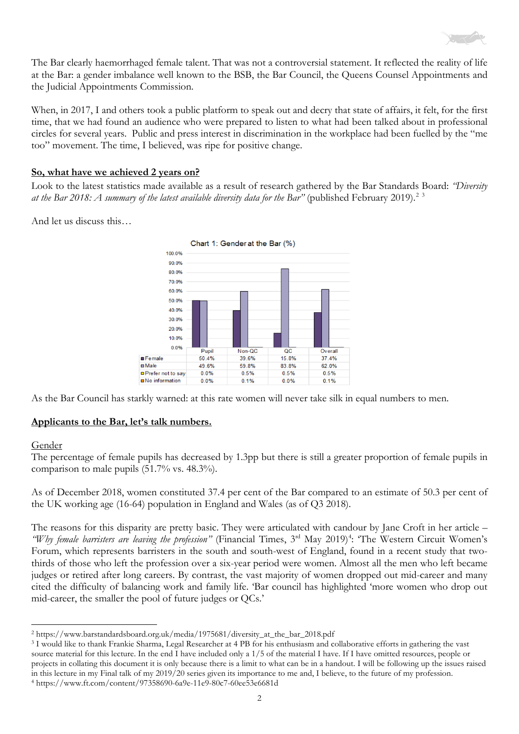The Bar clearly haemorrhaged female talent. That was not a controversial statement. It reflected the reality of life at the Bar: a gender imbalance well known to the BSB, the Bar Council, the Queens Counsel Appointments and the Judicial Appointments Commission.

When, in 2017, I and others took a public platform to speak out and decry that state of affairs, it felt, for the first time, that we had found an audience who were prepared to listen to what had been talked about in professional circles for several years. Public and press interest in discrimination in the workplace had been fuelled by the "me too" movement. The time, I believed, was ripe for positive change.

**So, what have we achieved 2 years on?**

Look to the latest statistics made available as a result of research gathered by the Bar Standards Board: *"Diversity at the Bar 2018: A summary of the latest available diversity data for the Bar"* (published February 2019).[2] [3]

And let us discuss this…

Chart 1: Gender at the Bar (%)

| | Pupil | Non-QC | QC | Overall |
|---|---|---|---|---|
| Female | 50.4% | 39.6% | 15.8% | 37.4% |
| Male | 49.6% | 59.8% | 83.8% | 62.0% |
| Prefer not to say | 0.0% | 0.5% | 0.5% | 0.5% |
| No information | 0.0% | 0.1% | 0.0% | 0.1% |

As the Bar Council has starkly warned: at this rate women will never take silk in equal numbers to men.

**Applicants to the Bar, let's talk numbers.**

Gender

The percentage of female pupils has decreased by 1.3pp but there is still a greater proportion of female pupils in comparison to male pupils (51.7% vs. 48.3%).

As of December 2018, women constituted 37.4 per cent of the Bar compared to an estimate of 50.3 per cent of the UK working age (16-64) population in England and Wales (as of Q3 2018).

The reasons for this disparity are pretty basic. They were articulated with candour by Jane Croft in her article – *"Why female barristers are leaving the profession"* (Financial Times, 3rd May 2019)[4]: 'The Western Circuit Women's Forum, which represents barristers in the south and south-west of England, found in a recent study that two-thirds of those who left the profession over a six-year period were women. Almost all the men who left became judges or retired after long careers. By contrast, the vast majority of women dropped out mid-career and many cited the difficulty of balancing work and family life. 'Bar council has highlighted 'more women who drop out mid-career, the smaller the pool of future judges or QCs.'

---

[2] https://www.barstandardsboard.org.uk/media/1975681/diversity_at_the_bar_2018.pdf

[3] I would like to thank Frankie Sharma, Legal Researcher at 4 PB for his enthusiasm and collaborative efforts in gathering the vast source material for this lecture. In the end I have included only a 1/5 of the material I have. If I have omitted resources, people or projects in collating this document it is only because there is a limit to what can be in a handout. I will be following up the issues raised in this lecture in my Final talk of my 2019/20 series given its importance to me and, I believe, to the future of my profession.

[4] https://www.ft.com/content/97358690-6a9e-11e9-80c7-60ee53e6681d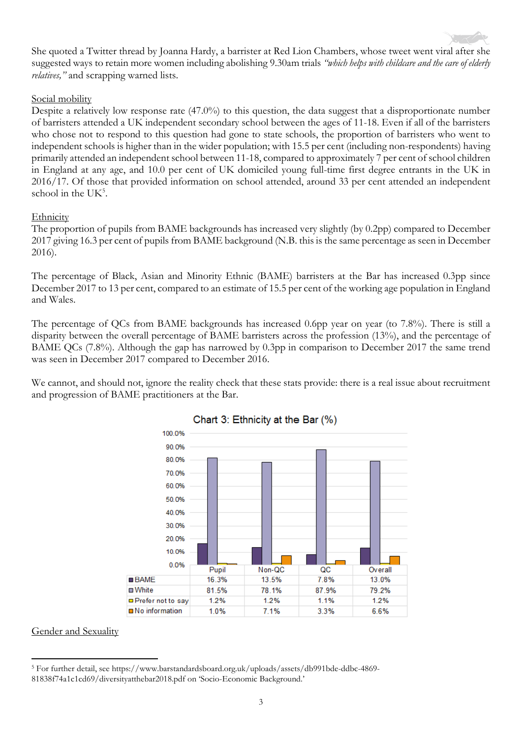She quoted a Twitter thread by Joanna Hardy, a barrister at Red Lion Chambers, whose tweet went viral after she suggested ways to retain more women including abolishing 9.30am trials *"which helps with childcare and the care of elderly relatives,"* and scrapping warned lists.

## Social mobility

Despite a relatively low response rate (47.0%) to this question, the data suggest that a disproportionate number of barristers attended a UK independent secondary school between the ages of 11-18. Even if all of the barristers who chose not to respond to this question had gone to state schools, the proportion of barristers who went to independent schools is higher than in the wider population; with 15.5 per cent (including non-respondents) having primarily attended an independent school between 11-18, compared to approximately 7 per cent of school children in England at any age, and 10.0 per cent of UK domiciled young full-time first degree entrants in the UK in 2016/17. Of those that provided information on school attended, around 33 per cent attended an independent school in the UK[5].

## Ethnicity

The proportion of pupils from BAME backgrounds has increased very slightly (by 0.2pp) compared to December 2017 giving 16.3 per cent of pupils from BAME background (N.B. this is the same percentage as seen in December 2016).

The percentage of Black, Asian and Minority Ethnic (BAME) barristers at the Bar has increased 0.3pp since December 2017 to 13 per cent, compared to an estimate of 15.5 per cent of the working age population in England and Wales.

The percentage of QCs from BAME backgrounds has increased 0.6pp year on year (to 7.8%). There is still a disparity between the overall percentage of BAME barristers across the profession (13%), and the percentage of BAME QCs (7.8%). Although the gap has narrowed by 0.3pp in comparison to December 2017 the same trend was seen in December 2017 compared to December 2016.

We cannot, and should not, ignore the reality check that these stats provide: there is a real issue about recruitment and progression of BAME practitioners at the Bar.

Chart 3: Ethnicity at the Bar (%)

| | Pupil | Non-QC | QC | Overall |
|---|---|---|---|---|
| BAME | 16.3% | 13.5% | 7.8% | 13.0% |
| White | 81.5% | 78.1% | 87.9% | 79.2% |
| Prefer not to say | 1.2% | 1.2% | 1.1% | 1.2% |
| No information | 1.0% | 7.1% | 3.3% | 6.6% |

## Gender and Sexuality

[5] For further detail, see https://www.barstandardsboard.org.uk/uploads/assets/db991bde-ddbc-4869-81838f74a1c1cd69/diversityatthebar2018.pdf on 'Socio-Economic Background.'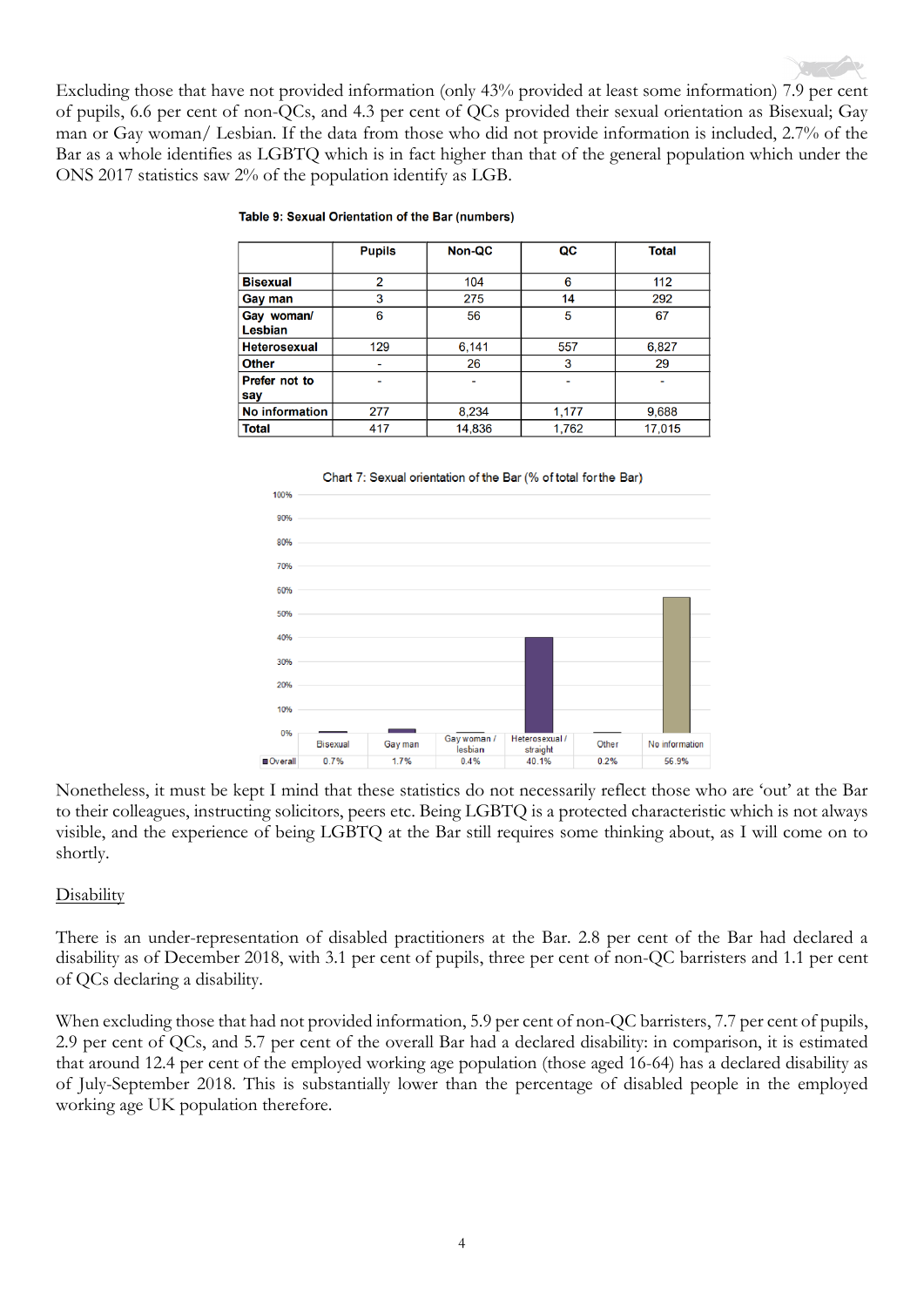Excluding those that have not provided information (only 43% provided at least some information) 7.9 per cent of pupils, 6.6 per cent of non-QCs, and 4.3 per cent of QCs provided their sexual orientation as Bisexual; Gay man or Gay woman/ Lesbian. If the data from those who did not provide information is included, 2.7% of the Bar as a whole identifies as LGBTQ which is in fact higher than that of the general population which under the ONS 2017 statistics saw 2% of the population identify as LGB.

**Table 9: Sexual Orientation of the Bar (numbers)**

| | Pupils | Non-QC | QC | Total |
|---|---|---|---|---|
| **Bisexual** | 2 | 104 | 6 | 112 |
| **Gay man** | 3 | 275 | 14 | 292 |
| **Gay woman/ Lesbian** | 6 | 56 | 5 | 67 |
| **Heterosexual** | 129 | 6,141 | 557 | 6,827 |
| **Other** | - | 26 | 3 | 29 |
| **Prefer not to say** | - | - | - | - |
| **No information** | 277 | 8,234 | 1,177 | 9,688 |
| **Total** | 417 | 14,836 | 1,762 | 17,015 |

Chart 7: Sexual orientation of the Bar (% of total for the Bar)

| | Bisexual | Gay man | Gay woman / lesbian | Heterosexual / straight | Other | No information |
|---|---|---|---|---|---|---|
| Overall | 0.7% | 1.7% | 0.4% | 40.1% | 0.2% | 56.9% |

Nonetheless, it must be kept I mind that these statistics do not necessarily reflect those who are 'out' at the Bar to their colleagues, instructing solicitors, peers etc. Being LGBTQ is a protected characteristic which is not always visible, and the experience of being LGBTQ at the Bar still requires some thinking about, as I will come on to shortly.

Disability

There is an under-representation of disabled practitioners at the Bar. 2.8 per cent of the Bar had declared a disability as of December 2018, with 3.1 per cent of pupils, three per cent of non-QC barristers and 1.1 per cent of QCs declaring a disability.

When excluding those that had not provided information, 5.9 per cent of non-QC barristers, 7.7 per cent of pupils, 2.9 per cent of QCs, and 5.7 per cent of the overall Bar had a declared disability: in comparison, it is estimated that around 12.4 per cent of the employed working age population (those aged 16-64) has a declared disability as of July-September 2018. This is substantially lower than the percentage of disabled people in the employed working age UK population therefore.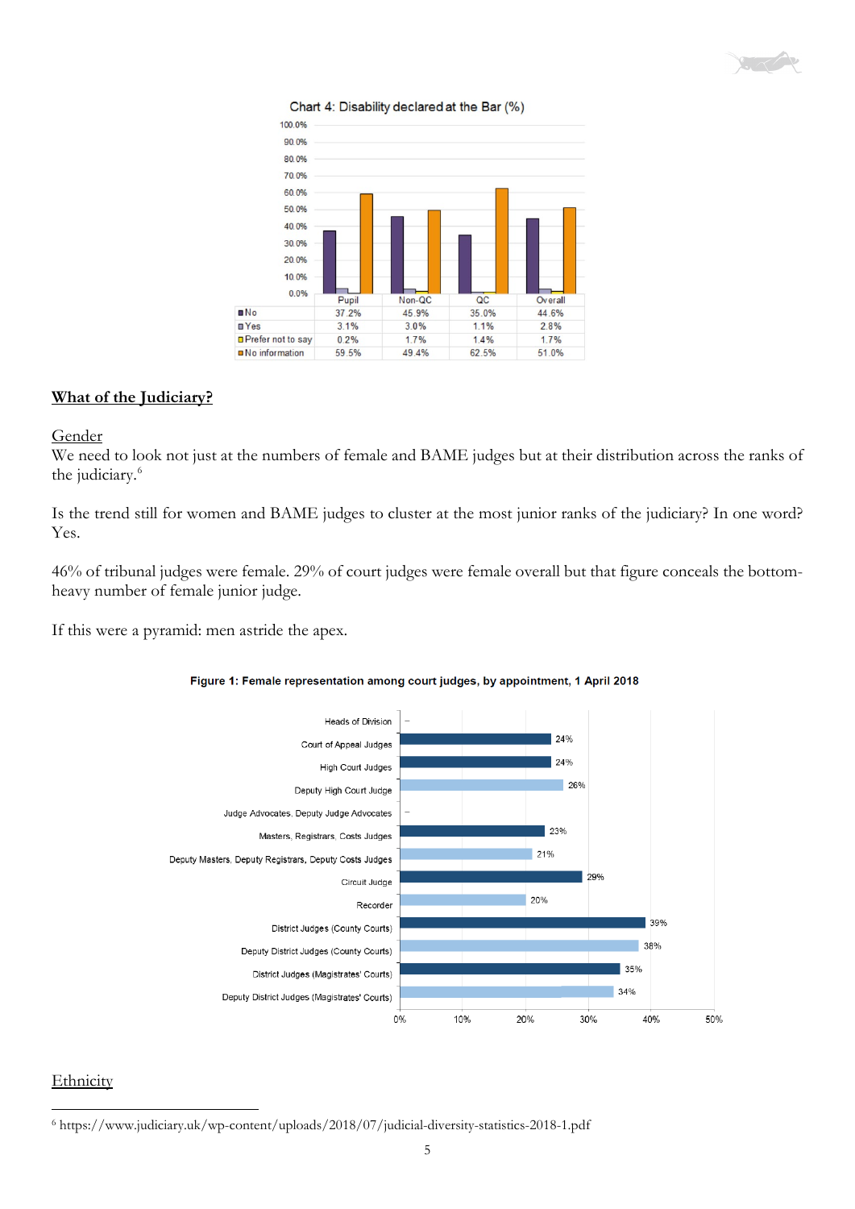Chart 4: Disability declared at the Bar (%)

| | Pupil | Non-QC | QC | Overall |
|---|---|---|---|---|
| No | 37.2% | 45.9% | 35.0% | 44.6% |
| Yes | 3.1% | 3.0% | 1.1% | 2.8% |
| Prefer not to say | 0.2% | 1.7% | 1.4% | 1.7% |
| No information | 59.5% | 49.4% | 62.5% | 51.0% |

## What of the Judiciary?

### Gender

We need to look not just at the numbers of female and BAME judges but at their distribution across the ranks of the judiciary.[6]

Is the trend still for women and BAME judges to cluster at the most junior ranks of the judiciary? In one word? Yes.

46% of tribunal judges were female. 29% of court judges were female overall but that figure conceals the bottom-heavy number of female junior judge.

If this were a pyramid: men astride the apex.

**Figure 1: Female representation among court judges, by appointment, 1 April 2018**

| Appointment | Female % |
|---|---|
| Heads of Division | – |
| Court of Appeal Judges | 24% |
| High Court Judges | 24% |
| Deputy High Court Judge | 26% |
| Judge Advocates, Deputy Judge Advocates | – |
| Masters, Registrars, Costs Judges | 23% |
| Deputy Masters, Deputy Registrars, Deputy Costs Judges | 21% |
| Circuit Judge | 29% |
| Recorder | 20% |
| District Judges (County Courts) | 39% |
| Deputy District Judges (County Courts) | 38% |
| District Judges (Magistrates' Courts) | 35% |
| Deputy District Judges (Magistrates' Courts) | 34% |

### Ethnicity

[6] https://www.judiciary.uk/wp-content/uploads/2018/07/judicial-diversity-statistics-2018-1.pdf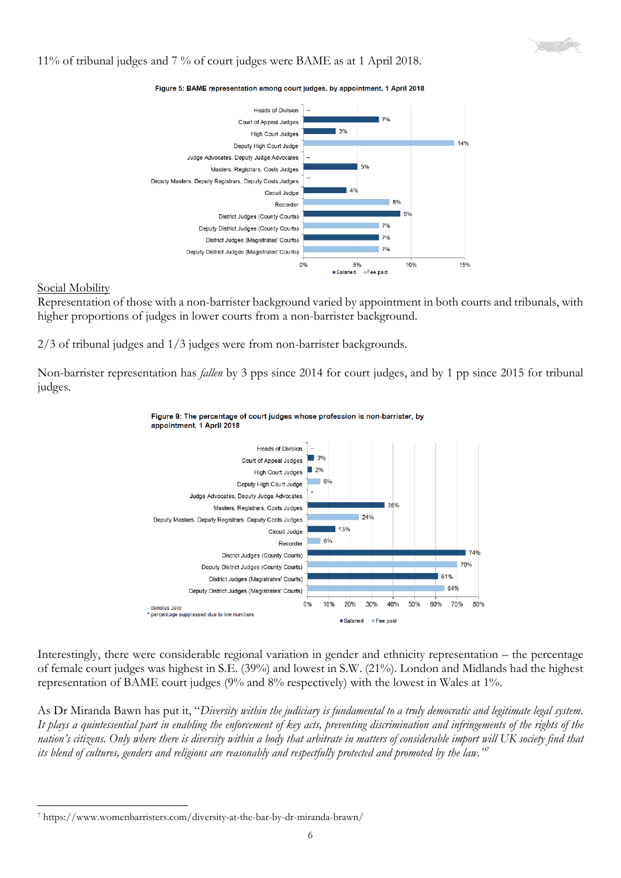11% of tribunal judges and 7 % of court judges were BAME as at 1 April 2018.

**Figure 5: BAME representation among court judges, by appointment, 1 April 2018**

| Appointment | Type | % |
|---|---|---|
| Heads of Division | Salaried | – |
| Court of Appeal Judges | Salaried | 7% |
| High Court Judges | Salaried | 3% |
| Deputy High Court Judge | Fee paid | 14% |
| Judge Advocates, Deputy Judge Advocates | | – |
| Masters, Registrars, Costs Judges | Salaried | 5% |
| Deputy Masters, Deputy Registrars, Deputy Costs Judges | Fee paid | – |
| Circuit Judge | Salaried | 4% |
| Recorder | Fee paid | 8% |
| District Judges (County Courts) | Salaried | 9% |
| Deputy District Judges (County Courts) | Fee paid | 7% |
| District Judges (Magistrates' Courts) | Salaried | 7% |
| Deputy District Judges (Magistrates' Courts) | Fee paid | 7% |

<u>Social Mobility</u>

Representation of those with a non-barrister background varied by appointment in both courts and tribunals, with higher proportions of judges in lower courts from a non-barrister background.

2/3 of tribunal judges and 1/3 judges were from non-barrister backgrounds.

Non-barrister representation has *fallen* by 3 pps since 2014 for court judges, and by 1 pp since 2015 for tribunal judges.

**Figure 9: The percentage of court judges whose profession is non-barrister, by appointment, 1 April 2018**

| Appointment | Type | % |
|---|---|---|
| Heads of Division | Salaried | – |
| Court of Appeal Judges | Salaried | 3% |
| High Court Judges | Salaried | 2% |
| Deputy High Court Judge | Fee paid | 6% |
| Judge Advocates, Deputy Judge Advocates | | * |
| Masters, Registrars, Costs Judges | Salaried | 36% |
| Deputy Masters, Deputy Registrars, Deputy Costs Judges | Fee paid | 24% |
| Circuit Judge | Salaried | 13% |
| Recorder | Fee paid | 6% |
| District Judges (County Courts) | Salaried | 74% |
| Deputy District Judges (County Courts) | Fee paid | 70% |
| District Judges (Magistrates' Courts) | Salaried | 61% |
| Deputy District Judges (Magistrates' Courts) | Fee paid | 64% |

- denotes zero
\* percentage suppressed due to low numbers

Interestingly, there were considerable regional variation in gender and ethnicity representation – the percentage of female court judges was highest in S.E. (39%) and lowest in S.W. (21%). London and Midlands had the highest representation of BAME court judges (9% and 8% respectively) with the lowest in Wales at 1%.

As Dr Miranda Bawn has put it, "*Diversity within the judiciary is fundamental to a truly democratic and legitimate legal system. It plays a quintessential part in enabling the enforcement of key acts, preventing discrimination and infringements of the rights of the nation's citizens. Only where there is diversity within a body that arbitrate in matters of considerable import will UK society find that its blend of cultures, genders and religions are reasonably and respectfully protected and promoted by the law.*"[7]

---

[7] https://www.womenbarristers.com/diversity-at-the-bar-by-dr-miranda-brawn/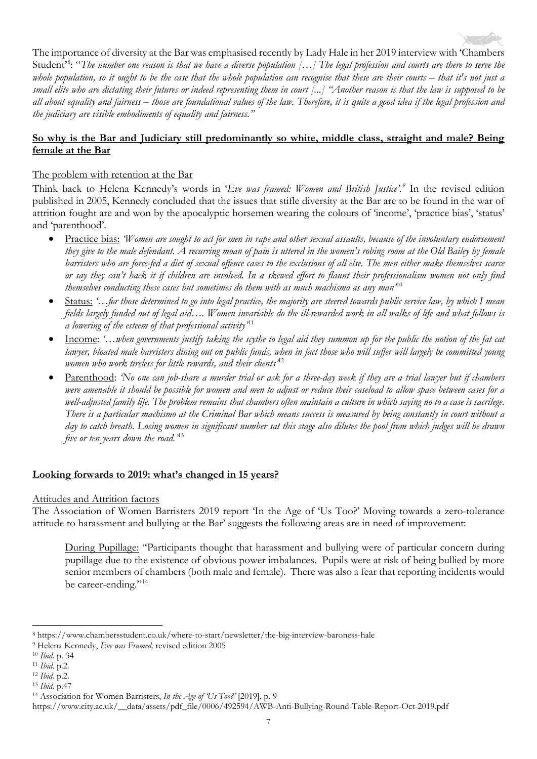The importance of diversity at the Bar was emphasised recently by Lady Hale in her 2019 interview with 'Chambers Student'[8]: "*The number one reason is that we have a diverse population […] The legal profession and courts are there to serve the whole population, so it ought to be the case that the whole population can recognise that these are their courts – that it's not just a small elite who are dictating their futures or indeed representing them in court [...] "Another reason is that the law is supposed to be all about equality and fairness – those are foundational values of the law. Therefore, it is quite a good idea if the legal profession and the judiciary are visible embodiments of equality and fairness.*"

**So why is the Bar and Judiciary still predominantly so white, middle class, straight and male? Being female at the Bar**

The problem with retention at the Bar

Think back to Helena Kennedy's words in '*Eve was framed: Women and British Justice*'.[9] In the revised edition published in 2005, Kennedy concluded that the issues that stifle diversity at the Bar are to be found in the war of attrition fought are and won by the apocalyptic horsemen wearing the colours of 'income', 'practice bias', 'status' and 'parenthood'.

- Practice bias: *'Women are sought to act for men in rape and other sexual assaults, because of the involuntary endorsement they give to the male defendant. A recurring moan of pain is uttered in the women's robing room at the Old Bailey by female barristers who are force-fed a diet of sexual offence cases to the exclusions of all else. The men either make themselves scarce or say they can't hack it if children are involved. In a skewed effort to flaunt their professionalism women not only find themselves conducting these cases but sometimes do them with as much machismo as any man'*[10]
- Status: *'…for those determined to go into legal practice, the majority are steered towards public service law, by which I mean fields largely funded out of legal aid…. Women invariable do the ill-rewarded work in all walks of life and what follows is a lowering of the esteem of that professional activity'*[11]
- Income: *'…when governments justify taking the scythe to legal aid they summon up for the public the notion of the fat cat lawyer, bloated male barristers dining out on public funds, when in fact those who will suffer will largely be committed young women who work tireless for little rewards, and their clients'*[12]
- Parenthood: *'No one can job-share a murder trial or ask for a three-day week if they are a trial lawyer but if chambers were amenable it should be possible for women and men to adjust or reduce their caseload to allow space between cases for a well-adjusted family life. The problem remains that chambers often maintain a culture in which saying no to a case is sacrilege. There is a particular machismo at the Criminal Bar which means success is measured by being constantly in court without a day to catch breath. Losing women in significant number sat this stage also dilutes the pool from which judges will be drawn five or ten years down the road.'*[13]

**Looking forwards to 2019: what's changed in 15 years?**

Attitudes and Attrition factors

The Association of Women Barristers 2019 report 'In the Age of 'Us Too?' Moving towards a zero-tolerance attitude to harassment and bullying at the Bar' suggests the following areas are in need of improvement:

> During Pupillage: "Participants thought that harassment and bullying were of particular concern during pupillage due to the existence of obvious power imbalances. Pupils were at risk of being bullied by more senior members of chambers (both male and female). There was also a fear that reporting incidents would be career-ending."[14]

---

[8] https://www.chambersstudent.co.uk/where-to-start/newsletter/the-big-interview-baroness-hale

[9] Helena Kennedy, *Eve was Framed,* revised edition 2005

[10] *Ibid.* p. 34

[11] *Ibid.* p.2.

[12] *Ibid.* p.2.

[13] *Ibid.* p.47

[14] Association for Women Barristers, *In the Age of 'Us Too?'* [2019], p. 9 https://www.city.ac.uk/__data/assets/pdf_file/0006/492594/AWB-Anti-Bullying-Round-Table-Report-Oct-2019.pdf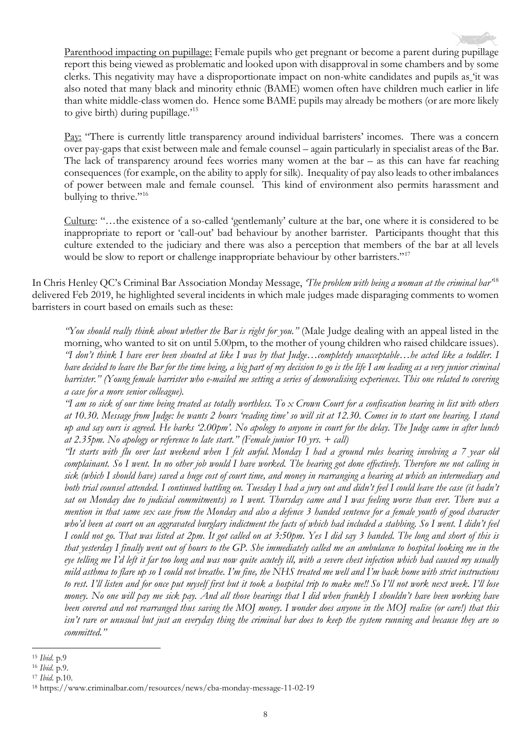Parenthood impacting on pupillage: Female pupils who get pregnant or become a parent during pupillage report this being viewed as problematic and looked upon with disapproval in some chambers and by some clerks. This negativity may have a disproportionate impact on non-white candidates and pupils as 'it was also noted that many black and minority ethnic (BAME) women often have children much earlier in life than white middle-class women do. Hence some BAME pupils may already be mothers (or are more likely to give birth) during pupillage.'[15]

Pay: "There is currently little transparency around individual barristers' incomes. There was a concern over pay-gaps that exist between male and female counsel – again particularly in specialist areas of the Bar. The lack of transparency around fees worries many women at the bar – as this can have far reaching consequences (for example, on the ability to apply for silk). Inequality of pay also leads to other imbalances of power between male and female counsel. This kind of environment also permits harassment and bullying to thrive."[16]

Culture: "…the existence of a so-called 'gentlemanly' culture at the bar, one where it is considered to be inappropriate to report or 'call-out' bad behaviour by another barrister. Participants thought that this culture extended to the judiciary and there was also a perception that members of the bar at all levels would be slow to report or challenge inappropriate behaviour by other barristers."[17]

In Chris Henley QC's Criminal Bar Association Monday Message, *'The problem with being a woman at the criminal bar'*[18] delivered Feb 2019, he highlighted several incidents in which male judges made disparaging comments to women barristers in court based on emails such as these:

> *"You should really think about whether the Bar is right for you."* (Male Judge dealing with an appeal listed in the morning, who wanted to sit on until 5.00pm, to the mother of young children who raised childcare issues).
> *"I don't think I have ever been shouted at like I was by that Judge…completely unacceptable…he acted like a toddler. I have decided to leave the Bar for the time being, a big part of my decision to go is the life I am leading as a very junior criminal barrister." (Young female barrister who e-mailed me setting a series of demoralising experiences. This one related to covering a case for a more senior colleague).*
> *"I am so sick of our time being treated as totally worthless. To x Crown Court for a confiscation hearing in list with others at 10.30. Message from Judge: he wants 2 hours 'reading time' so will sit at 12.30. Comes in to start one hearing. I stand up and say ours is agreed. He barks '2.00pm'. No apology to anyone in court for the delay. The Judge came in after lunch at 2.35pm. No apology or reference to late start." (Female junior 10 yrs. + call)*
> *"It starts with flu over last weekend when I felt awful. Monday I had a ground rules hearing involving a 7 year old complainant. So I went. In no other job would I have worked. The hearing got done effectively. Therefore me not calling in sick (which I should have) saved a huge cost of court time, and money in rearranging a hearing at which an intermediary and both trial counsel attended. I continued battling on. Tuesday I had a jury out and didn't feel I could leave the case (it hadn't sat on Monday due to judicial commitments) so I went. Thursday came and I was feeling worse than ever. There was a mention in that same sex case from the Monday and also a defence 3 handed sentence for a female youth of good character who'd been at court on an aggravated burglary indictment the facts of which had included a stabbing. So I went. I didn't feel I could not go. That was listed at 2pm. It got called on at 3:50pm. Yes I did say 3 handed. The long and short of this is that yesterday I finally went out of hours to the GP. She immediately called me an ambulance to hospital looking me in the eye telling me I'd left it far too long and was now quite acutely ill, with a severe chest infection which had caused my usually mild asthma to flare up so I could not breathe. I'm fine, the NHS treated me well and I'm back home with strict instructions to rest. I'll listen and for once put myself first but it took a hospital trip to make me!! So I'll not work next week. I'll lose money. No one will pay me sick pay. And all those hearings that I did when frankly I shouldn't have been working have been covered and not rearranged thus saving the MOJ money. I wonder does anyone in the MOJ realise (or care!) that this isn't rare or unusual but just an everyday thing the criminal bar does to keep the system running and because they are so committed."*

---

[15] *Ibid.* p.9

[16] *Ibid.* p.9.

[17] *Ibid.* p.10.

[18] https://www.criminalbar.com/resources/news/cba-monday-message-11-02-19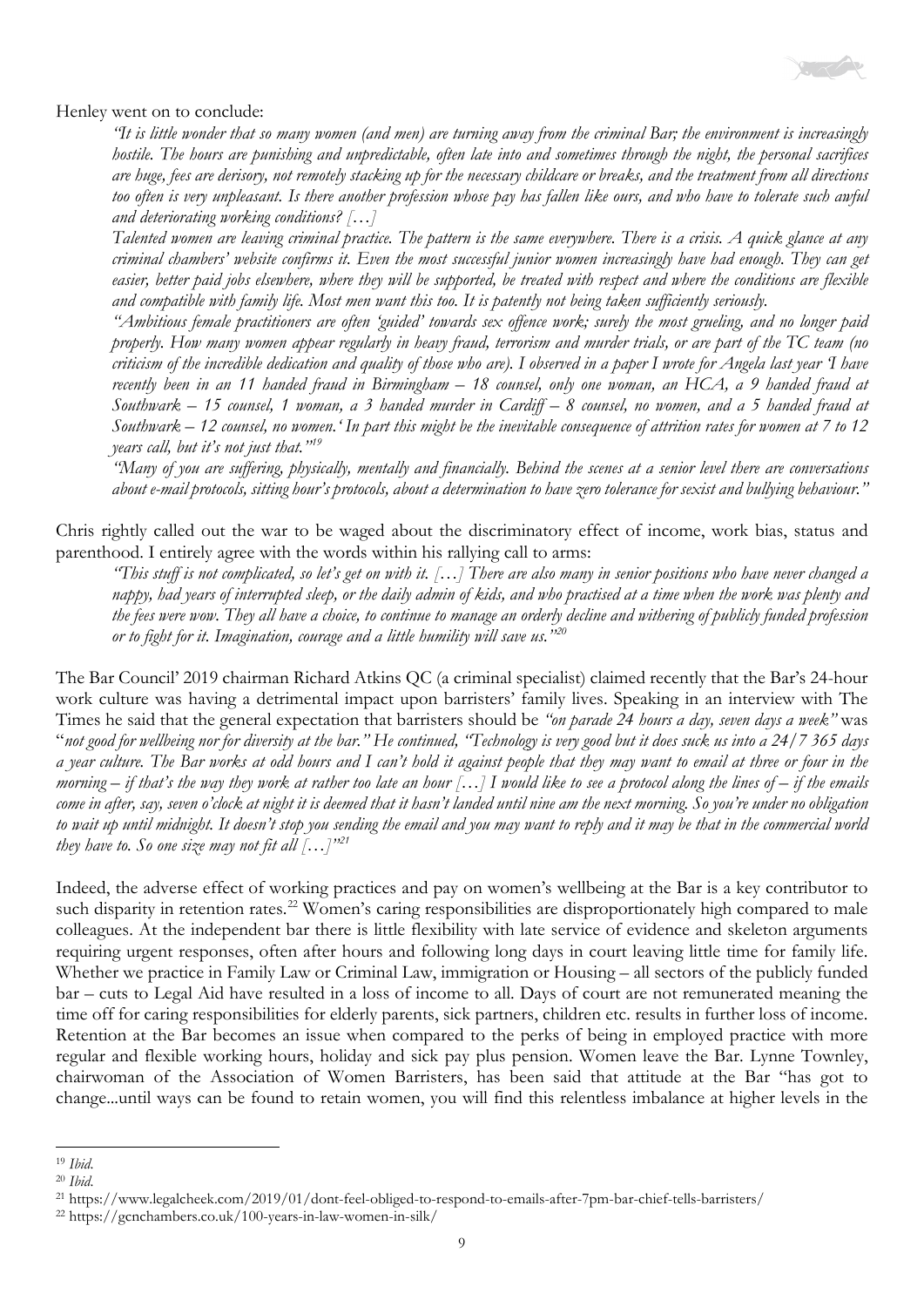Henley went on to conclude:

> *"It is little wonder that so many women (and men) are turning away from the criminal Bar; the environment is increasingly hostile. The hours are punishing and unpredictable, often late into and sometimes through the night, the personal sacrifices are huge, fees are derisory, not remotely stacking up for the necessary childcare or breaks, and the treatment from all directions too often is very unpleasant. Is there another profession whose pay has fallen like ours, and who have to tolerate such awful and deteriorating working conditions? […]*
>
> *Talented women are leaving criminal practice. The pattern is the same everywhere. There is a crisis. A quick glance at any criminal chambers' website confirms it. Even the most successful junior women increasingly have had enough. They can get easier, better paid jobs elsewhere, where they will be supported, be treated with respect and where the conditions are flexible and compatible with family life. Most men want this too. It is patently not being taken sufficiently seriously.*
>
> *"Ambitious female practitioners are often 'guided' towards sex offence work; surely the most grueling, and no longer paid properly. How many women appear regularly in heavy fraud, terrorism and murder trials, or are part of the TC team (no criticism of the incredible dedication and quality of those who are). I observed in a paper I wrote for Angela last year 'I have recently been in an 11 handed fraud in Birmingham – 18 counsel, only one woman, an HCA, a 9 handed fraud at Southwark – 15 counsel, 1 woman, a 3 handed murder in Cardiff – 8 counsel, no women, and a 5 handed fraud at Southwark – 12 counsel, no women.' In part this might be the inevitable consequence of attrition rates for women at 7 to 12 years call, but it's not just that."*[19]
>
> *"Many of you are suffering, physically, mentally and financially. Behind the scenes at a senior level there are conversations about e-mail protocols, sitting hour's protocols, about a determination to have zero tolerance for sexist and bullying behaviour."*

Chris rightly called out the war to be waged about the discriminatory effect of income, work bias, status and parenthood. I entirely agree with the words within his rallying call to arms:

> *"This stuff is not complicated, so let's get on with it. […] There are also many in senior positions who have never changed a nappy, had years of interrupted sleep, or the daily admin of kids, and who practised at a time when the work was plenty and the fees were wow. They all have a choice, to continue to manage an orderly decline and withering of publicly funded profession or to fight for it. Imagination, courage and a little humility will save us."*[20]

The Bar Council' 2019 chairman Richard Atkins QC (a criminal specialist) claimed recently that the Bar's 24-hour work culture was having a detrimental impact upon barristers' family lives. Speaking in an interview with The Times he said that the general expectation that barristers should be *"on parade 24 hours a day, seven days a week"* was "*not good for wellbeing nor for diversity at the bar." He continued, "Technology is very good but it does suck us into a 24/7 365 days a year culture. The Bar works at odd hours and I can't hold it against people that they may want to email at three or four in the morning – if that's the way they work at rather too late an hour […] I would like to see a protocol along the lines of – if the emails come in after, say, seven o'clock at night it is deemed that it hasn't landed until nine am the next morning. So you're under no obligation to wait up until midnight. It doesn't stop you sending the email and you may want to reply and it may be that in the commercial world they have to. So one size may not fit all […]"*[21]

Indeed, the adverse effect of working practices and pay on women's wellbeing at the Bar is a key contributor to such disparity in retention rates.[22] Women's caring responsibilities are disproportionately high compared to male colleagues. At the independent bar there is little flexibility with late service of evidence and skeleton arguments requiring urgent responses, often after hours and following long days in court leaving little time for family life. Whether we practice in Family Law or Criminal Law, immigration or Housing – all sectors of the publicly funded bar – cuts to Legal Aid have resulted in a loss of income to all. Days of court are not remunerated meaning the time off for caring responsibilities for elderly parents, sick partners, children etc. results in further loss of income. Retention at the Bar becomes an issue when compared to the perks of being in employed practice with more regular and flexible working hours, holiday and sick pay plus pension. Women leave the Bar. Lynne Townley, chairwoman of the Association of Women Barristers, has been said that attitude at the Bar "has got to change...until ways can be found to retain women, you will find this relentless imbalance at higher levels in the

---

[19] *Ibid.*

[20] *Ibid.*

[21] https://www.legalcheek.com/2019/01/dont-feel-obliged-to-respond-to-emails-after-7pm-bar-chief-tells-barristers/

[22] https://gcnchambers.co.uk/100-years-in-law-women-in-silk/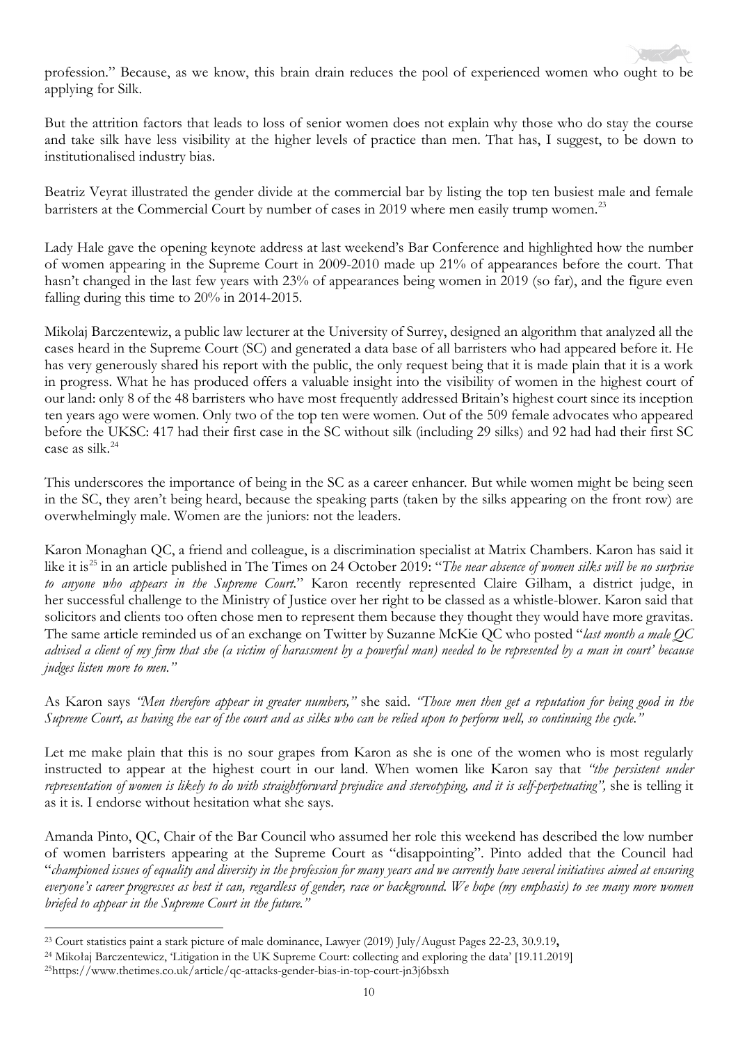profession." Because, as we know, this brain drain reduces the pool of experienced women who ought to be applying for Silk.

But the attrition factors that leads to loss of senior women does not explain why those who do stay the course and take silk have less visibility at the higher levels of practice than men. That has, I suggest, to be down to institutionalised industry bias.

Beatriz Veyrat illustrated the gender divide at the commercial bar by listing the top ten busiest male and female barristers at the Commercial Court by number of cases in 2019 where men easily trump women.[23]

Lady Hale gave the opening keynote address at last weekend's Bar Conference and highlighted how the number of women appearing in the Supreme Court in 2009-2010 made up 21% of appearances before the court. That hasn't changed in the last few years with 23% of appearances being women in 2019 (so far), and the figure even falling during this time to 20% in 2014-2015.

Mikolaj Barczentewiz, a public law lecturer at the University of Surrey, designed an algorithm that analyzed all the cases heard in the Supreme Court (SC) and generated a data base of all barristers who had appeared before it. He has very generously shared his report with the public, the only request being that it is made plain that it is a work in progress. What he has produced offers a valuable insight into the visibility of women in the highest court of our land: only 8 of the 48 barristers who have most frequently addressed Britain's highest court since its inception ten years ago were women. Only two of the top ten were women. Out of the 509 female advocates who appeared before the UKSC: 417 had their first case in the SC without silk (including 29 silks) and 92 had had their first SC case as silk.[24]

This underscores the importance of being in the SC as a career enhancer. But while women might be being seen in the SC, they aren't being heard, because the speaking parts (taken by the silks appearing on the front row) are overwhelmingly male. Women are the juniors: not the leaders.

Karon Monaghan QC, a friend and colleague, is a discrimination specialist at Matrix Chambers. Karon has said it like it is[25] in an article published in The Times on 24 October 2019: "*The near absence of women silks will be no surprise to anyone who appears in the Supreme Court*." Karon recently represented Claire Gilham, a district judge, in her successful challenge to the Ministry of Justice over her right to be classed as a whistle-blower. Karon said that solicitors and clients too often chose men to represent them because they thought they would have more gravitas. The same article reminded us of an exchange on Twitter by Suzanne McKie QC who posted "*last month a male QC advised a client of my firm that she (a victim of harassment by a powerful man) needed to be represented by a man in court' because judges listen more to men."*

As Karon says *"Men therefore appear in greater numbers,"* she said. *"Those men then get a reputation for being good in the Supreme Court, as having the ear of the court and as silks who can be relied upon to perform well, so continuing the cycle."*

Let me make plain that this is no sour grapes from Karon as she is one of the women who is most regularly instructed to appear at the highest court in our land. When women like Karon say that *"the persistent under representation of women is likely to do with straightforward prejudice and stereotyping, and it is self-perpetuating",* she is telling it as it is. I endorse without hesitation what she says.

Amanda Pinto, QC, Chair of the Bar Council who assumed her role this weekend has described the low number of women barristers appearing at the Supreme Court as "disappointing". Pinto added that the Council had "*championed issues of equality and diversity in the profession for many years and we currently have several initiatives aimed at ensuring everyone's career progresses as best it can, regardless of gender, race or background. We hope (my emphasis) to see many more women briefed to appear in the Supreme Court in the future."*

---

[23] Court statistics paint a stark picture of male dominance, Lawyer (2019) July/August Pages 22-23, 30.9.19**,**

[24] Mikołaj Barczentewicz, 'Litigation in the UK Supreme Court: collecting and exploring the data' [19.11.2019]

[25] https://www.thetimes.co.uk/article/qc-attacks-gender-bias-in-top-court-jn3j6bsxh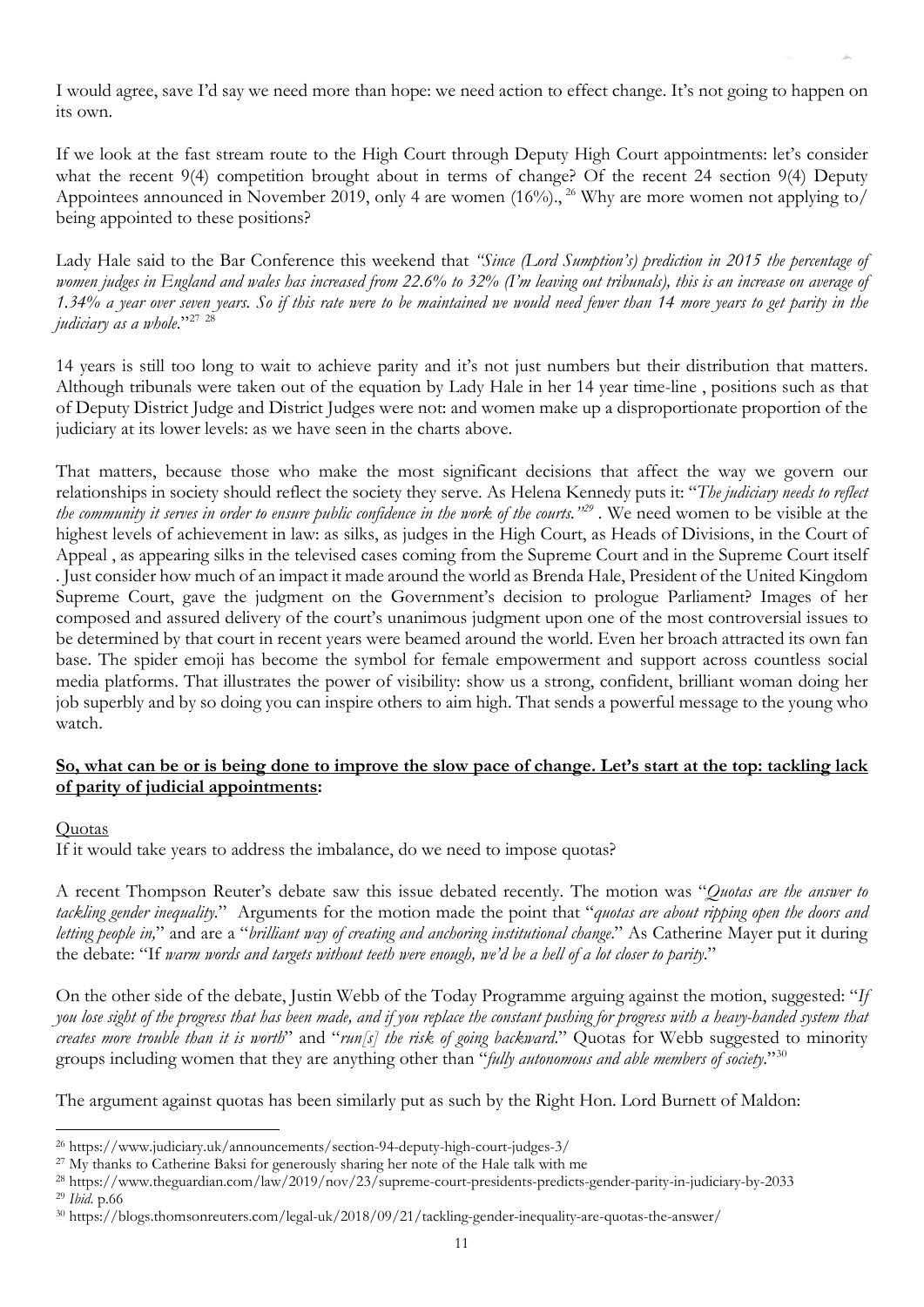I would agree, save I'd say we need more than hope: we need action to effect change. It's not going to happen on its own.

If we look at the fast stream route to the High Court through Deputy High Court appointments: let's consider what the recent 9(4) competition brought about in terms of change? Of the recent 24 section 9(4) Deputy Appointees announced in November 2019, only 4 are women (16%)., [26] Why are more women not applying to/ being appointed to these positions?

Lady Hale said to the Bar Conference this weekend that *"Since (Lord Sumption's) prediction in 2015 the percentage of women judges in England and wales has increased from 22.6% to 32% (I'm leaving out tribunals), this is an increase on average of 1.34% a year over seven years. So if this rate were to be maintained we would need fewer than 14 more years to get parity in the judiciary as a whole.*"[27] [28]

14 years is still too long to wait to achieve parity and it's not just numbers but their distribution that matters. Although tribunals were taken out of the equation by Lady Hale in her 14 year time-line , positions such as that of Deputy District Judge and District Judges were not: and women make up a disproportionate proportion of the judiciary at its lower levels: as we have seen in the charts above.

That matters, because those who make the most significant decisions that affect the way we govern our relationships in society should reflect the society they serve. As Helena Kennedy puts it: "*The judiciary needs to reflect the community it serves in order to ensure public confidence in the work of the courts."*[29] . We need women to be visible at the highest levels of achievement in law: as silks, as judges in the High Court, as Heads of Divisions, in the Court of Appeal , as appearing silks in the televised cases coming from the Supreme Court and in the Supreme Court itself . Just consider how much of an impact it made around the world as Brenda Hale, President of the United Kingdom Supreme Court, gave the judgment on the Government's decision to prologue Parliament? Images of her composed and assured delivery of the court's unanimous judgment upon one of the most controversial issues to be determined by that court in recent years were beamed around the world. Even her broach attracted its own fan base. The spider emoji has become the symbol for female empowerment and support across countless social media platforms. That illustrates the power of visibility: show us a strong, confident, brilliant woman doing her job superbly and by so doing you can inspire others to aim high. That sends a powerful message to the young who watch.

**So, what can be or is being done to improve the slow pace of change. Let's start at the top: tackling lack of parity of judicial appointments:**

Quotas

If it would take years to address the imbalance, do we need to impose quotas?

A recent Thompson Reuter's debate saw this issue debated recently. The motion was "*Quotas are the answer to tackling gender inequality.*" Arguments for the motion made the point that "*quotas are about ripping open the doors and letting people in,*" and are a "*brilliant way of creating and anchoring institutional change.*" As Catherine Mayer put it during the debate: "If *warm words and targets without teeth were enough, we'd be a hell of a lot closer to parity.*"

On the other side of the debate, Justin Webb of the Today Programme arguing against the motion, suggested: "*If you lose sight of the progress that has been made, and if you replace the constant pushing for progress with a heavy-handed system that creates more trouble than it is worth*" and "*run[s] the risk of going backward.*" Quotas for Webb suggested to minority groups including women that they are anything other than "*fully autonomous and able members of society.*"[30]

The argument against quotas has been similarly put as such by the Right Hon. Lord Burnett of Maldon:

---

[26] https://www.judiciary.uk/announcements/section-94-deputy-high-court-judges-3/

[27] My thanks to Catherine Baksi for generously sharing her note of the Hale talk with me

[28] https://www.theguardian.com/law/2019/nov/23/supreme-court-presidents-predicts-gender-parity-in-judiciary-by-2033

[29] *Ibid.* p.66

[30] https://blogs.thomsonreuters.com/legal-uk/2018/09/21/tackling-gender-inequality-are-quotas-the-answer/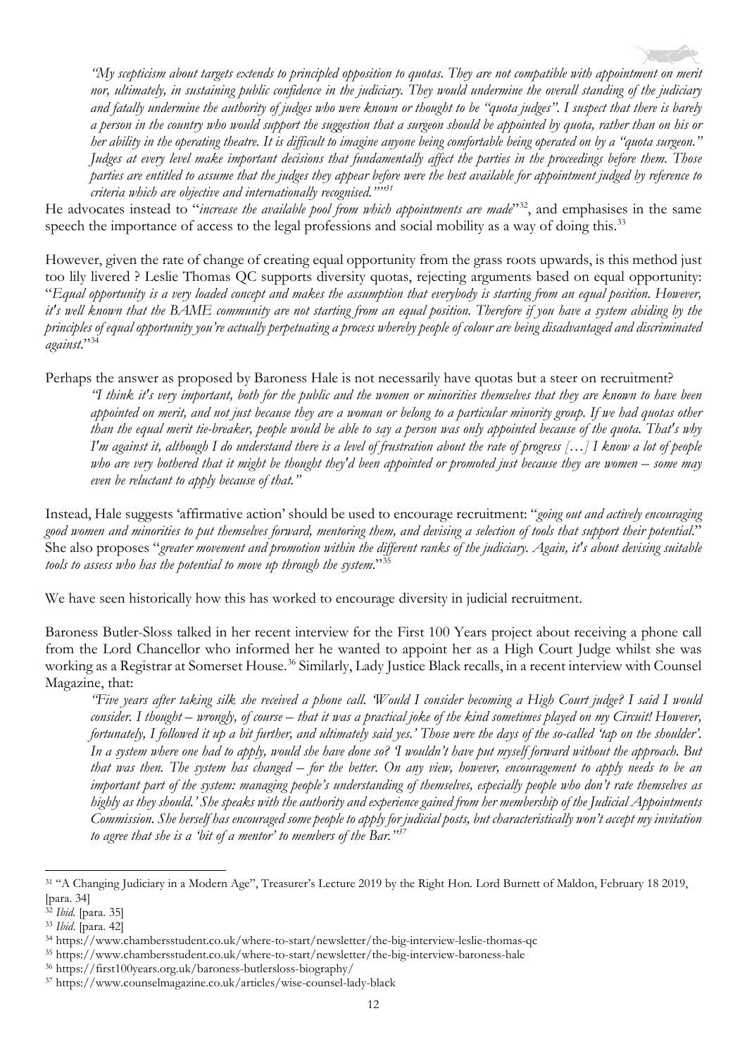*"My scepticism about targets extends to principled opposition to quotas. They are not compatible with appointment on merit nor, ultimately, in sustaining public confidence in the judiciary. They would undermine the overall standing of the judiciary and fatally undermine the authority of judges who were known or thought to be "quota judges". I suspect that there is barely a person in the country who would support the suggestion that a surgeon should be appointed by quota, rather than on his or her ability in the operating theatre. It is difficult to imagine anyone being comfortable being operated on by a "quota surgeon." Judges at every level make important decisions that fundamentally affect the parties in the proceedings before them. Those parties are entitled to assume that the judges they appear before were the best available for appointment judged by reference to criteria which are objective and internationally recognised.""*[31]

He advocates instead to "*increase the available pool from which appointments are made*"[32], and emphasises in the same speech the importance of access to the legal professions and social mobility as a way of doing this.[33]

However, given the rate of change of creating equal opportunity from the grass roots upwards, is this method just too lily livered ? Leslie Thomas QC supports diversity quotas, rejecting arguments based on equal opportunity: "*Equal opportunity is a very loaded concept and makes the assumption that everybody is starting from an equal position. However, it's well known that the BAME community are not starting from an equal position. Therefore if you have a system abiding by the principles of equal opportunity you're actually perpetuating a process whereby people of colour are being disadvantaged and discriminated against.*"[34]

Perhaps the answer as proposed by Baroness Hale is not necessarily have quotas but a steer on recruitment?

> *"I think it's very important, both for the public and the women or minorities themselves that they are known to have been appointed on merit, and not just because they are a woman or belong to a particular minority group. If we had quotas other than the equal merit tie-breaker, people would be able to say a person was only appointed because of the quota. That's why I'm against it, although I do understand there is a level of frustration about the rate of progress […] I know a lot of people who are very bothered that it might be thought they'd been appointed or promoted just because they are women – some may even be reluctant to apply because of that."*

Instead, Hale suggests 'affirmative action' should be used to encourage recruitment: "*going out and actively encouraging good women and minorities to put themselves forward, mentoring them, and devising a selection of tools that support their potential.*" She also proposes "*greater movement and promotion within the different ranks of the judiciary. Again, it's about devising suitable tools to assess who has the potential to move up through the system.*"[35]

We have seen historically how this has worked to encourage diversity in judicial recruitment.

Baroness Butler-Sloss talked in her recent interview for the First 100 Years project about receiving a phone call from the Lord Chancellor who informed her he wanted to appoint her as a High Court Judge whilst she was working as a Registrar at Somerset House.[36] Similarly, Lady Justice Black recalls, in a recent interview with Counsel Magazine, that:

> *"Five years after taking silk she received a phone call. 'Would I consider becoming a High Court judge? I said I would consider. I thought – wrongly, of course – that it was a practical joke of the kind sometimes played on my Circuit! However, fortunately, I followed it up a bit further, and ultimately said yes.' Those were the days of the so-called 'tap on the shoulder'. In a system where one had to apply, would she have done so? 'I wouldn't have put myself forward without the approach. But that was then. The system has changed – for the better. On any view, however, encouragement to apply needs to be an important part of the system: managing people's understanding of themselves, especially people who don't rate themselves as highly as they should.' She speaks with the authority and experience gained from her membership of the Judicial Appointments Commission. She herself has encouraged some people to apply for judicial posts, but characteristically won't accept my invitation to agree that she is a 'bit of a mentor' to members of the Bar."*[37]

---

[31] "A Changing Judiciary in a Modern Age", Treasurer's Lecture 2019 by the Right Hon. Lord Burnett of Maldon, February 18 2019, [para. 34]

[32] *Ibid.* [para. 35]

[33] *Ibid.* [para. 42]

[34] https://www.chambersstudent.co.uk/where-to-start/newsletter/the-big-interview-leslie-thomas-qc

[35] https://www.chambersstudent.co.uk/where-to-start/newsletter/the-big-interview-baroness-hale

[36] https://first100years.org.uk/baroness-butlersloss-biography/

[37] https://www.counselmagazine.co.uk/articles/wise-counsel-lady-black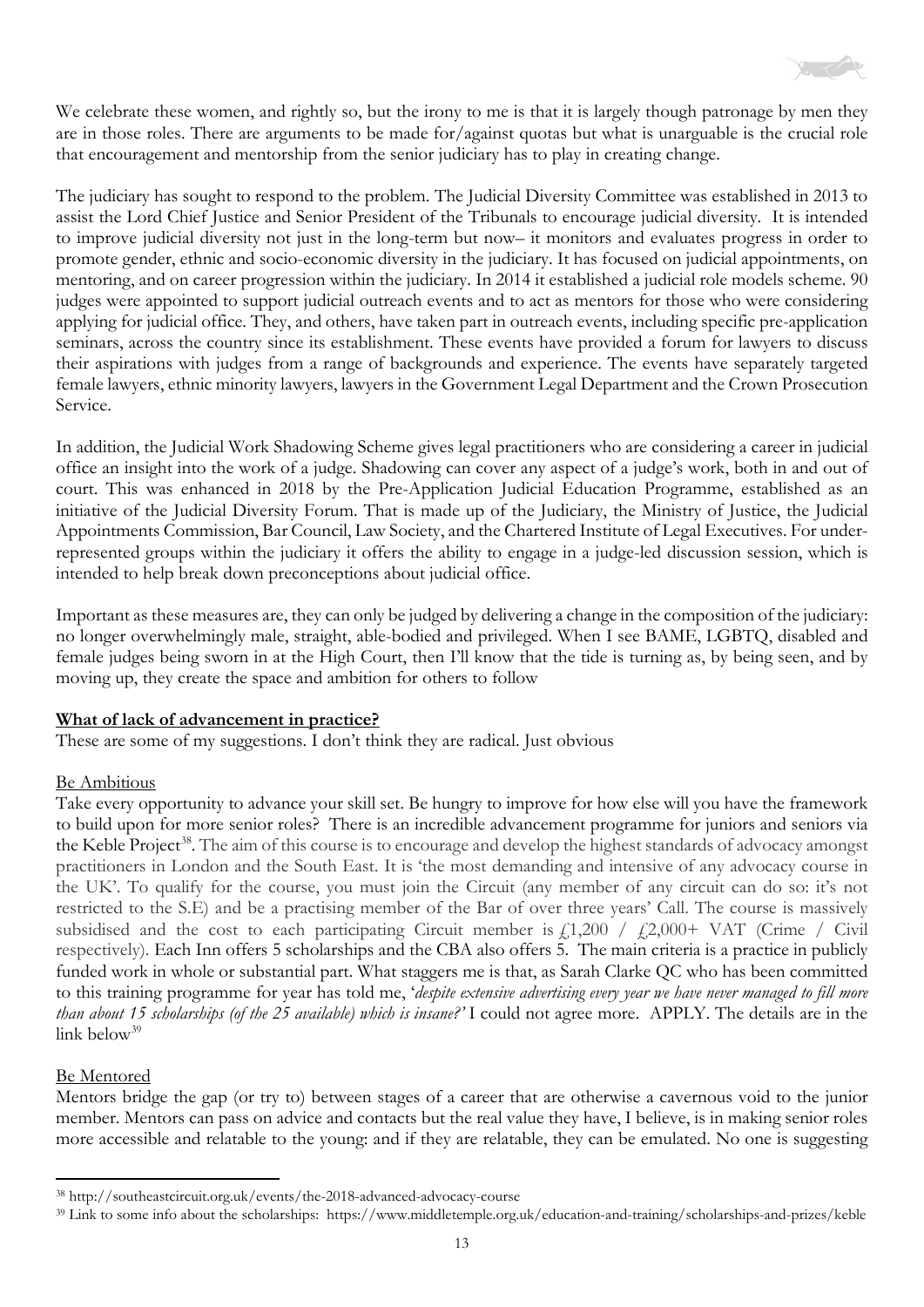We celebrate these women, and rightly so, but the irony to me is that it is largely though patronage by men they are in those roles. There are arguments to be made for/against quotas but what is unarguable is the crucial role that encouragement and mentorship from the senior judiciary has to play in creating change.

The judiciary has sought to respond to the problem. The Judicial Diversity Committee was established in 2013 to assist the Lord Chief Justice and Senior President of the Tribunals to encourage judicial diversity. It is intended to improve judicial diversity not just in the long-term but now– it monitors and evaluates progress in order to promote gender, ethnic and socio-economic diversity in the judiciary. It has focused on judicial appointments, on mentoring, and on career progression within the judiciary. In 2014 it established a judicial role models scheme. 90 judges were appointed to support judicial outreach events and to act as mentors for those who were considering applying for judicial office. They, and others, have taken part in outreach events, including specific pre-application seminars, across the country since its establishment. These events have provided a forum for lawyers to discuss their aspirations with judges from a range of backgrounds and experience. The events have separately targeted female lawyers, ethnic minority lawyers, lawyers in the Government Legal Department and the Crown Prosecution Service.

In addition, the Judicial Work Shadowing Scheme gives legal practitioners who are considering a career in judicial office an insight into the work of a judge. Shadowing can cover any aspect of a judge's work, both in and out of court. This was enhanced in 2018 by the Pre-Application Judicial Education Programme, established as an initiative of the Judicial Diversity Forum. That is made up of the Judiciary, the Ministry of Justice, the Judicial Appointments Commission, Bar Council, Law Society, and the Chartered Institute of Legal Executives. For under-represented groups within the judiciary it offers the ability to engage in a judge-led discussion session, which is intended to help break down preconceptions about judicial office.

Important as these measures are, they can only be judged by delivering a change in the composition of the judiciary: no longer overwhelmingly male, straight, able-bodied and privileged. When I see BAME, LGBTQ, disabled and female judges being sworn in at the High Court, then I'll know that the tide is turning as, by being seen, and by moving up, they create the space and ambition for others to follow

**What of lack of advancement in practice?**

These are some of my suggestions. I don't think they are radical. Just obvious

Be Ambitious

Take every opportunity to advance your skill set. Be hungry to improve for how else will you have the framework to build upon for more senior roles? There is an incredible advancement programme for juniors and seniors via the Keble Project[38]. The aim of this course is to encourage and develop the highest standards of advocacy amongst practitioners in London and the South East. It is 'the most demanding and intensive of any advocacy course in the UK'. To qualify for the course, you must join the Circuit (any member of any circuit can do so: it's not restricted to the S.E) and be a practising member of the Bar of over three years' Call. The course is massively subsidised and the cost to each participating Circuit member is £1,200 / £2,000+ VAT (Crime / Civil respectively). Each Inn offers 5 scholarships and the CBA also offers 5. The main criteria is a practice in publicly funded work in whole or substantial part. What staggers me is that, as Sarah Clarke QC who has been committed to this training programme for year has told me, '*despite extensive advertising every year we have never managed to fill more than about 15 scholarships (of the 25 available) which is insane?'* I could not agree more. APPLY. The details are in the link below[39]

Be Mentored

Mentors bridge the gap (or try to) between stages of a career that are otherwise a cavernous void to the junior member. Mentors can pass on advice and contacts but the real value they have, I believe, is in making senior roles more accessible and relatable to the young: and if they are relatable, they can be emulated. No one is suggesting

---

[38] http://southeastcircuit.org.uk/events/the-2018-advanced-advocacy-course

[39] Link to some info about the scholarships: https://www.middletemple.org.uk/education-and-training/scholarships-and-prizes/keble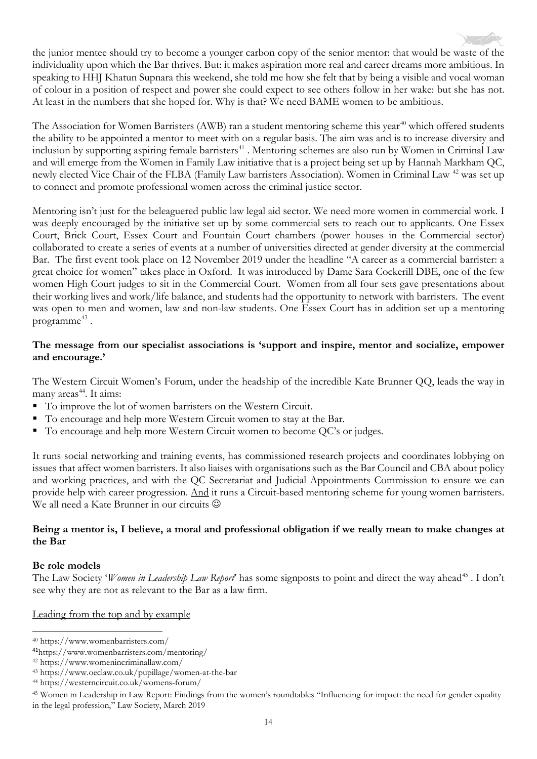the junior mentee should try to become a younger carbon copy of the senior mentor: that would be waste of the individuality upon which the Bar thrives. But: it makes aspiration more real and career dreams more ambitious. In speaking to HHJ Khatun Supnara this weekend, she told me how she felt that by being a visible and vocal woman of colour in a position of respect and power she could expect to see others follow in her wake: but she has not. At least in the numbers that she hoped for. Why is that? We need BAME women to be ambitious.

The Association for Women Barristers (AWB) ran a student mentoring scheme this year[40] which offered students the ability to be appointed a mentor to meet with on a regular basis. The aim was and is to increase diversity and inclusion by supporting aspiring female barristers[41] . Mentoring schemes are also run by Women in Criminal Law and will emerge from the Women in Family Law initiative that is a project being set up by Hannah Markham QC, newly elected Vice Chair of the FLBA (Family Law barristers Association). Women in Criminal Law [42] was set up to connect and promote professional women across the criminal justice sector.

Mentoring isn't just for the beleaguered public law legal aid sector. We need more women in commercial work. I was deeply encouraged by the initiative set up by some commercial sets to reach out to applicants. One Essex Court, Brick Court, Essex Court and Fountain Court chambers (power houses in the Commercial sector) collaborated to create a series of events at a number of universities directed at gender diversity at the commercial Bar. The first event took place on 12 November 2019 under the headline "A career as a commercial barrister: a great choice for women" takes place in Oxford. It was introduced by Dame Sara Cockerill DBE, one of the few women High Court judges to sit in the Commercial Court. Women from all four sets gave presentations about their working lives and work/life balance, and students had the opportunity to network with barristers. The event was open to men and women, law and non-law students. One Essex Court has in addition set up a mentoring programme[43] .

**The message from our specialist associations is 'support and inspire, mentor and socialize, empower and encourage.'**

The Western Circuit Women's Forum, under the headship of the incredible Kate Brunner QQ, leads the way in many areas[44]. It aims:

- To improve the lot of women barristers on the Western Circuit.
- To encourage and help more Western Circuit women to stay at the Bar.
- To encourage and help more Western Circuit women to become QC's or judges.

It runs social networking and training events, has commissioned research projects and coordinates lobbying on issues that affect women barristers. It also liaises with organisations such as the Bar Council and CBA about policy and working practices, and with the QC Secretariat and Judicial Appointments Commission to ensure we can provide help with career progression. And it runs a Circuit-based mentoring scheme for young women barristers. We all need a Kate Brunner in our circuits ☺

**Being a mentor is, I believe, a moral and professional obligation if we really mean to make changes at the Bar**

**Be role models**

The Law Society '*Women in Leadership Law Report*' has some signposts to point and direct the way ahead[45] . I don't see why they are not as relevant to the Bar as a law firm.

Leading from the top and by example

---

[40] https://www.womenbarristers.com/

[41] https://www.womenbarristers.com/mentoring/

[42] https://www.womenincriminallaw.com/

[43] https://www.oeclaw.co.uk/pupillage/women-at-the-bar

[44] https://westerncircuit.co.uk/womens-forum/

[45] Women in Leadership in Law Report: Findings from the women's roundtables "Influencing for impact: the need for gender equality in the legal profession," Law Society, March 2019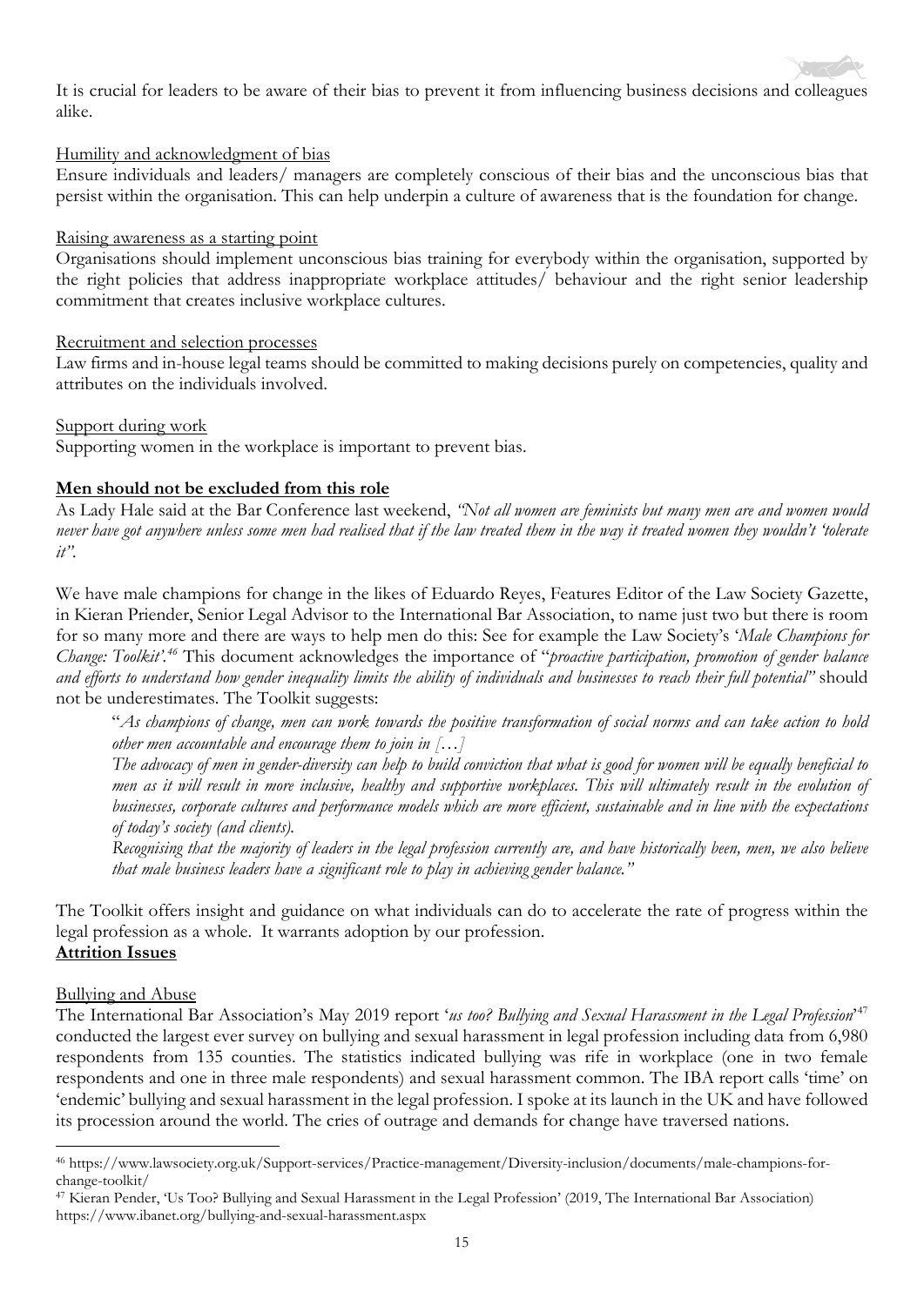It is crucial for leaders to be aware of their bias to prevent it from influencing business decisions and colleagues alike.

Humility and acknowledgment of bias

Ensure individuals and leaders/ managers are completely conscious of their bias and the unconscious bias that persist within the organisation. This can help underpin a culture of awareness that is the foundation for change.

Raising awareness as a starting point

Organisations should implement unconscious bias training for everybody within the organisation, supported by the right policies that address inappropriate workplace attitudes/ behaviour and the right senior leadership commitment that creates inclusive workplace cultures.

Recruitment and selection processes

Law firms and in-house legal teams should be committed to making decisions purely on competencies, quality and attributes on the individuals involved.

Support during work

Supporting women in the workplace is important to prevent bias.

**Men should not be excluded from this role**

As Lady Hale said at the Bar Conference last weekend, *"Not all women are feminists but many men are and women would never have got anywhere unless some men had realised that if the law treated them in the way it treated women they wouldn't 'tolerate it"*.

We have male champions for change in the likes of Eduardo Reyes, Features Editor of the Law Society Gazette, in Kieran Priender, Senior Legal Advisor to the International Bar Association, to name just two but there is room for so many more and there are ways to help men do this: See for example the Law Society's '*Male Champions for Change: Toolkit'.*[46] This document acknowledges the importance of "*proactive participation, promotion of gender balance and efforts to understand how gender inequality limits the ability of individuals and businesses to reach their full potential*" should not be underestimates. The Toolkit suggests:

> "*As champions of change, men can work towards the positive transformation of social norms and can take action to hold other men accountable and encourage them to join in […]*
>
> *The advocacy of men in gender-diversity can help to build conviction that what is good for women will be equally beneficial to men as it will result in more inclusive, healthy and supportive workplaces. This will ultimately result in the evolution of businesses, corporate cultures and performance models which are more efficient, sustainable and in line with the expectations of today's society (and clients).*
>
> *Recognising that the majority of leaders in the legal profession currently are, and have historically been, men, we also believe that male business leaders have a significant role to play in achieving gender balance."*

The Toolkit offers insight and guidance on what individuals can do to accelerate the rate of progress within the legal profession as a whole. It warrants adoption by our profession.

**Attrition Issues**

Bullying and Abuse

The International Bar Association's May 2019 report '*us too? Bullying and Sexual Harassment in the Legal Profession*'[47] conducted the largest ever survey on bullying and sexual harassment in legal profession including data from 6,980 respondents from 135 counties. The statistics indicated bullying was rife in workplace (one in two female respondents and one in three male respondents) and sexual harassment common. The IBA report calls 'time' on 'endemic' bullying and sexual harassment in the legal profession. I spoke at its launch in the UK and have followed its procession around the world. The cries of outrage and demands for change have traversed nations.

---

[46] https://www.lawsociety.org.uk/Support-services/Practice-management/Diversity-inclusion/documents/male-champions-for-change-toolkit/

[47] Kieran Pender, 'Us Too? Bullying and Sexual Harassment in the Legal Profession' (2019, The International Bar Association) https://www.ibanet.org/bullying-and-sexual-harassment.aspx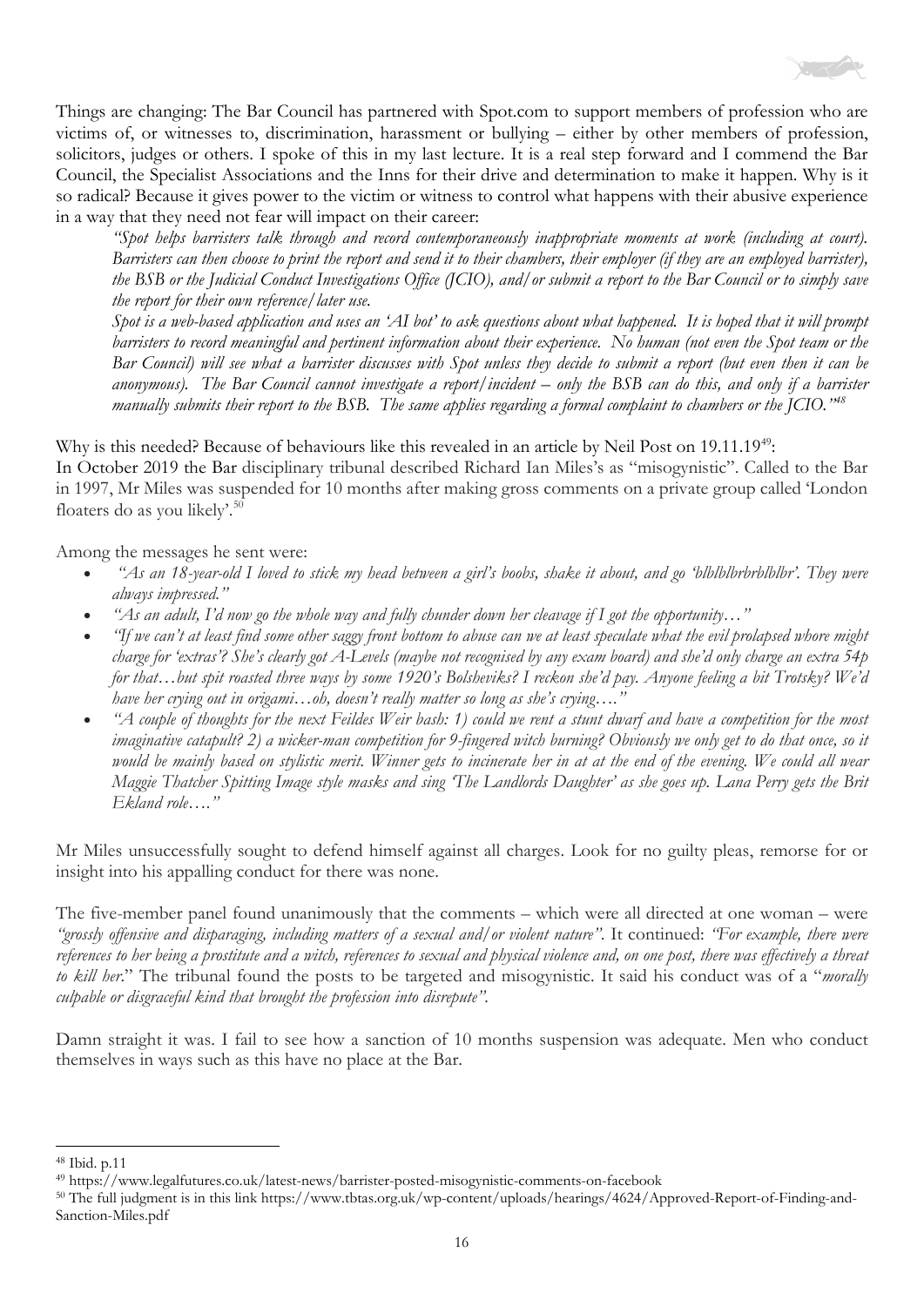Things are changing: The Bar Council has partnered with Spot.com to support members of profession who are victims of, or witnesses to, discrimination, harassment or bullying – either by other members of profession, solicitors, judges or others. I spoke of this in my last lecture. It is a real step forward and I commend the Bar Council, the Specialist Associations and the Inns for their drive and determination to make it happen. Why is it so radical? Because it gives power to the victim or witness to control what happens with their abusive experience in a way that they need not fear will impact on their career:

> *"Spot helps barristers talk through and record contemporaneously inappropriate moments at work (including at court). Barristers can then choose to print the report and send it to their chambers, their employer (if they are an employed barrister), the BSB or the Judicial Conduct Investigations Office (JCIO), and/or submit a report to the Bar Council or to simply save the report for their own reference/later use.*
>
> *Spot is a web-based application and uses an 'AI bot' to ask questions about what happened. It is hoped that it will prompt barristers to record meaningful and pertinent information about their experience. No human (not even the Spot team or the Bar Council) will see what a barrister discusses with Spot unless they decide to submit a report (but even then it can be anonymous). The Bar Council cannot investigate a report/incident – only the BSB can do this, and only if a barrister manually submits their report to the BSB. The same applies regarding a formal complaint to chambers or the JCIO."*[48]

Why is this needed? Because of behaviours like this revealed in an article by Neil Post on 19.11.19[49]:
In October 2019 the Bar disciplinary tribunal described Richard Ian Miles's as "misogynistic". Called to the Bar in 1997, Mr Miles was suspended for 10 months after making gross comments on a private group called 'London floaters do as you likely'.[50]

Among the messages he sent were:

- *"As an 18-year-old I loved to stick my head between a girl's boobs, shake it about, and go 'blblblbrbrblblbr'. They were always impressed."*
- *"As an adult, I'd now go the whole way and fully chunder down her cleavage if I got the opportunity…"*
- *"If we can't at least find some other saggy front bottom to abuse can we at least speculate what the evil prolapsed whore might charge for 'extras'? She's clearly got A-Levels (maybe not recognised by any exam board) and she'd only charge an extra 54p for that…but spit roasted three ways by some 1920's Bolsheviks? I reckon she'd pay. Anyone feeling a bit Trotsky? We'd have her crying out in origami…oh, doesn't really matter so long as she's crying…."*
- *"A couple of thoughts for the next Feildes Weir bash: 1) could we rent a stunt dwarf and have a competition for the most imaginative catapult? 2) a wicker-man competition for 9-fingered witch burning? Obviously we only get to do that once, so it would be mainly based on stylistic merit. Winner gets to incinerate her in at at the end of the evening. We could all wear Maggie Thatcher Spitting Image style masks and sing 'The Landlords Daughter' as she goes up. Lana Perry gets the Brit Ekland role…."*

Mr Miles unsuccessfully sought to defend himself against all charges. Look for no guilty pleas, remorse for or insight into his appalling conduct for there was none.

The five-member panel found unanimously that the comments – which were all directed at one woman – were *"grossly offensive and disparaging, including matters of a sexual and/or violent nature"*. It continued: *"For example, there were references to her being a prostitute and a witch, references to sexual and physical violence and, on one post, there was effectively a threat to kill her*." The tribunal found the posts to be targeted and misogynistic. It said his conduct was of a "*morally culpable or disgraceful kind that brought the profession into disrepute"*.

Damn straight it was. I fail to see how a sanction of 10 months suspension was adequate. Men who conduct themselves in ways such as this have no place at the Bar.

---

[48] Ibid. p.11

[49] https://www.legalfutures.co.uk/latest-news/barrister-posted-misogynistic-comments-on-facebook

[50] The full judgment is in this link https://www.tbtas.org.uk/wp-content/uploads/hearings/4624/Approved-Report-of-Finding-and-Sanction-Miles.pdf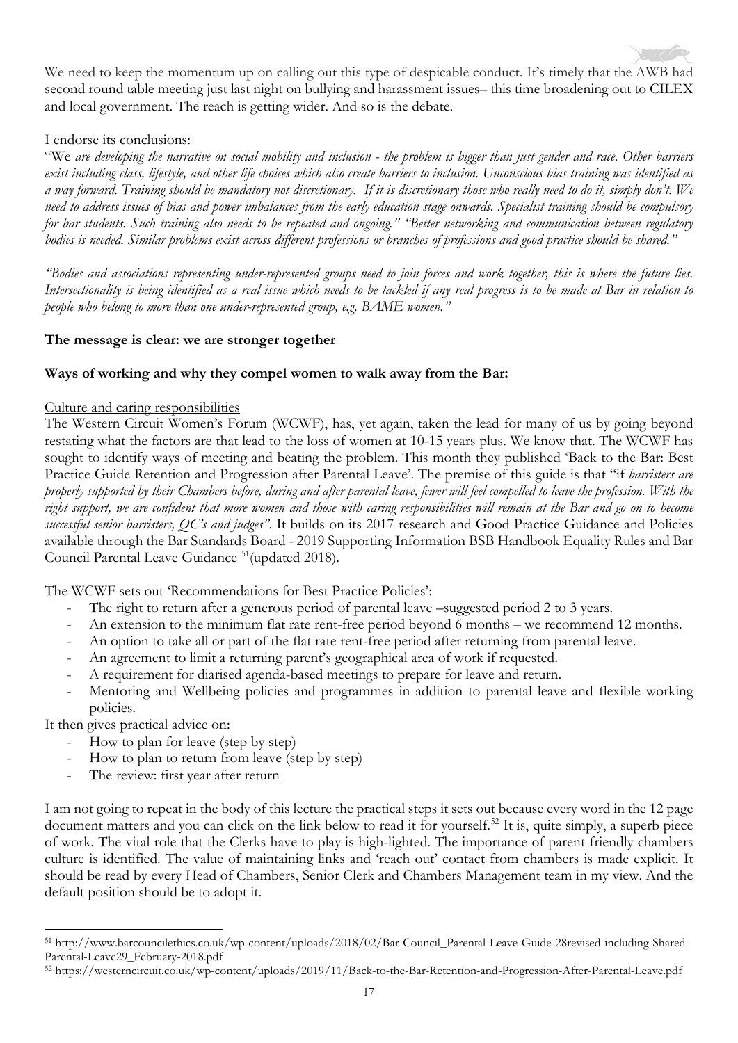We need to keep the momentum up on calling out this type of despicable conduct. It's timely that the AWB had second round table meeting just last night on bullying and harassment issues– this time broadening out to CILEX and local government. The reach is getting wider. And so is the debate.

I endorse its conclusions:

"We *are developing the narrative on social mobility and inclusion - the problem is bigger than just gender and race. Other barriers exist including class, lifestyle, and other life choices which also create barriers to inclusion. Unconscious bias training was identified as a way forward. Training should be mandatory not discretionary. If it is discretionary those who really need to do it, simply don't. We need to address issues of bias and power imbalances from the early education stage onwards. Specialist training should be compulsory for bar students. Such training also needs to be repeated and ongoing." "Better networking and communication between regulatory bodies is needed. Similar problems exist across different professions or branches of professions and good practice should be shared."*

*"Bodies and associations representing under-represented groups need to join forces and work together, this is where the future lies. Intersectionality is being identified as a real issue which needs to be tackled if any real progress is to be made at Bar in relation to people who belong to more than one under-represented group, e.g. BAME women."*

**The message is clear: we are stronger together**

**Ways of working and why they compel women to walk away from the Bar:**

Culture and caring responsibilities

The Western Circuit Women's Forum (WCWF), has, yet again, taken the lead for many of us by going beyond restating what the factors are that lead to the loss of women at 10-15 years plus. We know that. The WCWF has sought to identify ways of meeting and beating the problem. This month they published 'Back to the Bar: Best Practice Guide Retention and Progression after Parental Leave'. The premise of this guide is that "if *barristers are properly supported by their Chambers before, during and after parental leave, fewer will feel compelled to leave the profession. With the right support, we are confident that more women and those with caring responsibilities will remain at the Bar and go on to become successful senior barristers, QC's and judges".* It builds on its 2017 research and Good Practice Guidance and Policies available through the Bar Standards Board - 2019 Supporting Information BSB Handbook Equality Rules and Bar Council Parental Leave Guidance [51](updated 2018).

The WCWF sets out 'Recommendations for Best Practice Policies':

- The right to return after a generous period of parental leave –suggested period 2 to 3 years.
- An extension to the minimum flat rate rent-free period beyond 6 months – we recommend 12 months.
- An option to take all or part of the flat rate rent-free period after returning from parental leave.
- An agreement to limit a returning parent's geographical area of work if requested.
- A requirement for diarised agenda-based meetings to prepare for leave and return.
- Mentoring and Wellbeing policies and programmes in addition to parental leave and flexible working policies.

It then gives practical advice on:

- How to plan for leave (step by step)
- How to plan to return from leave (step by step)
- The review: first year after return

I am not going to repeat in the body of this lecture the practical steps it sets out because every word in the 12 page document matters and you can click on the link below to read it for yourself.[52] It is, quite simply, a superb piece of work. The vital role that the Clerks have to play is high-lighted. The importance of parent friendly chambers culture is identified. The value of maintaining links and 'reach out' contact from chambers is made explicit. It should be read by every Head of Chambers, Senior Clerk and Chambers Management team in my view. And the default position should be to adopt it.

---

[51] http://www.barcouncilethics.co.uk/wp-content/uploads/2018/02/Bar-Council_Parental-Leave-Guide-28revised-including-Shared-Parental-Leave29_February-2018.pdf

[52] https://westerncircuit.co.uk/wp-content/uploads/2019/11/Back-to-the-Bar-Retention-and-Progression-After-Parental-Leave.pdf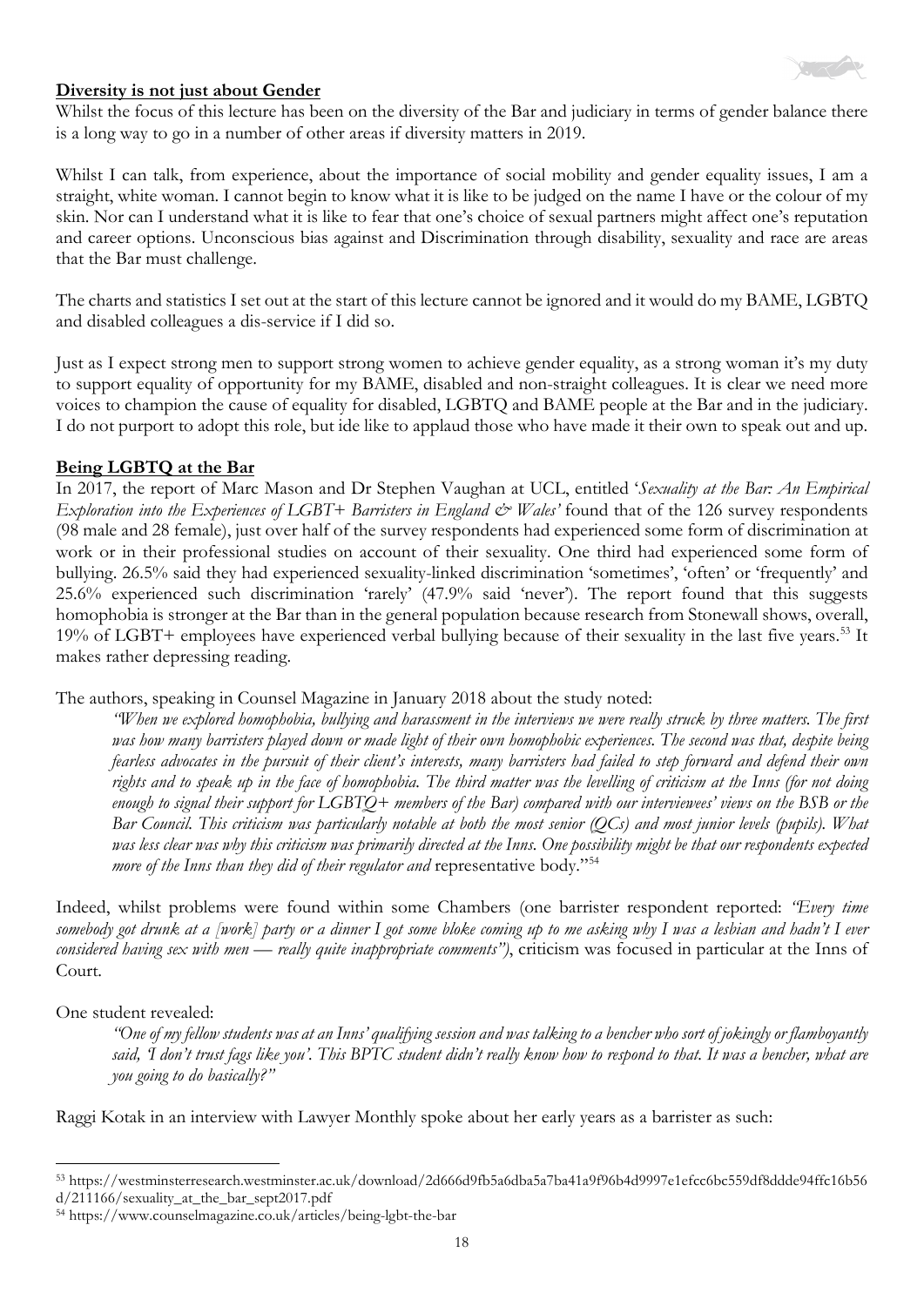**Diversity is not just about Gender**

Whilst the focus of this lecture has been on the diversity of the Bar and judiciary in terms of gender balance there is a long way to go in a number of other areas if diversity matters in 2019.

Whilst I can talk, from experience, about the importance of social mobility and gender equality issues, I am a straight, white woman. I cannot begin to know what it is like to be judged on the name I have or the colour of my skin. Nor can I understand what it is like to fear that one's choice of sexual partners might affect one's reputation and career options. Unconscious bias against and Discrimination through disability, sexuality and race are areas that the Bar must challenge.

The charts and statistics I set out at the start of this lecture cannot be ignored and it would do my BAME, LGBTQ and disabled colleagues a dis-service if I did so.

Just as I expect strong men to support strong women to achieve gender equality, as a strong woman it's my duty to support equality of opportunity for my BAME, disabled and non-straight colleagues. It is clear we need more voices to champion the cause of equality for disabled, LGBTQ and BAME people at the Bar and in the judiciary. I do not purport to adopt this role, but ide like to applaud those who have made it their own to speak out and up.

**Being LGBTQ at the Bar**

In 2017, the report of Marc Mason and Dr Stephen Vaughan at UCL, entitled '*Sexuality at the Bar: An Empirical Exploration into the Experiences of LGBT+ Barristers in England & Wales'* found that of the 126 survey respondents (98 male and 28 female), just over half of the survey respondents had experienced some form of discrimination at work or in their professional studies on account of their sexuality. One third had experienced some form of bullying. 26.5% said they had experienced sexuality-linked discrimination 'sometimes', 'often' or 'frequently' and 25.6% experienced such discrimination 'rarely' (47.9% said 'never'). The report found that this suggests homophobia is stronger at the Bar than in the general population because research from Stonewall shows, overall, 19% of LGBT+ employees have experienced verbal bullying because of their sexuality in the last five years.[53] It makes rather depressing reading.

The authors, speaking in Counsel Magazine in January 2018 about the study noted:

> *"When we explored homophobia, bullying and harassment in the interviews we were really struck by three matters. The first was how many barristers played down or made light of their own homophobic experiences. The second was that, despite being fearless advocates in the pursuit of their client's interests, many barristers had failed to step forward and defend their own rights and to speak up in the face of homophobia. The third matter was the levelling of criticism at the Inns (for not doing enough to signal their support for LGBTQ+ members of the Bar) compared with our interviewees' views on the BSB or the Bar Council. This criticism was particularly notable at both the most senior (QCs) and most junior levels (pupils). What was less clear was why this criticism was primarily directed at the Inns. One possibility might be that our respondents expected more of the Inns than they did of their regulator and* representative body."[54]

Indeed, whilst problems were found within some Chambers (one barrister respondent reported: *"Every time somebody got drunk at a [work] party or a dinner I got some bloke coming up to me asking why I was a lesbian and hadn't I ever considered having sex with men — really quite inappropriate comments")*, criticism was focused in particular at the Inns of Court.

One student revealed:

> *"One of my fellow students was at an Inns' qualifying session and was talking to a bencher who sort of jokingly or flamboyantly said, 'I don't trust fags like you'. This BPTC student didn't really know how to respond to that. It was a bencher, what are you going to do basically?"*

Raggi Kotak in an interview with Lawyer Monthly spoke about her early years as a barrister as such:

---

[53] https://westminsterresearch.westminster.ac.uk/download/2d666d9fb5a6dba5a7ba41a9f96b4d9997e1efcc6bc559df8ddde94ffc16b56d/211166/sexuality_at_the_bar_sept2017.pdf

[54] https://www.counselmagazine.co.uk/articles/being-lgbt-the-bar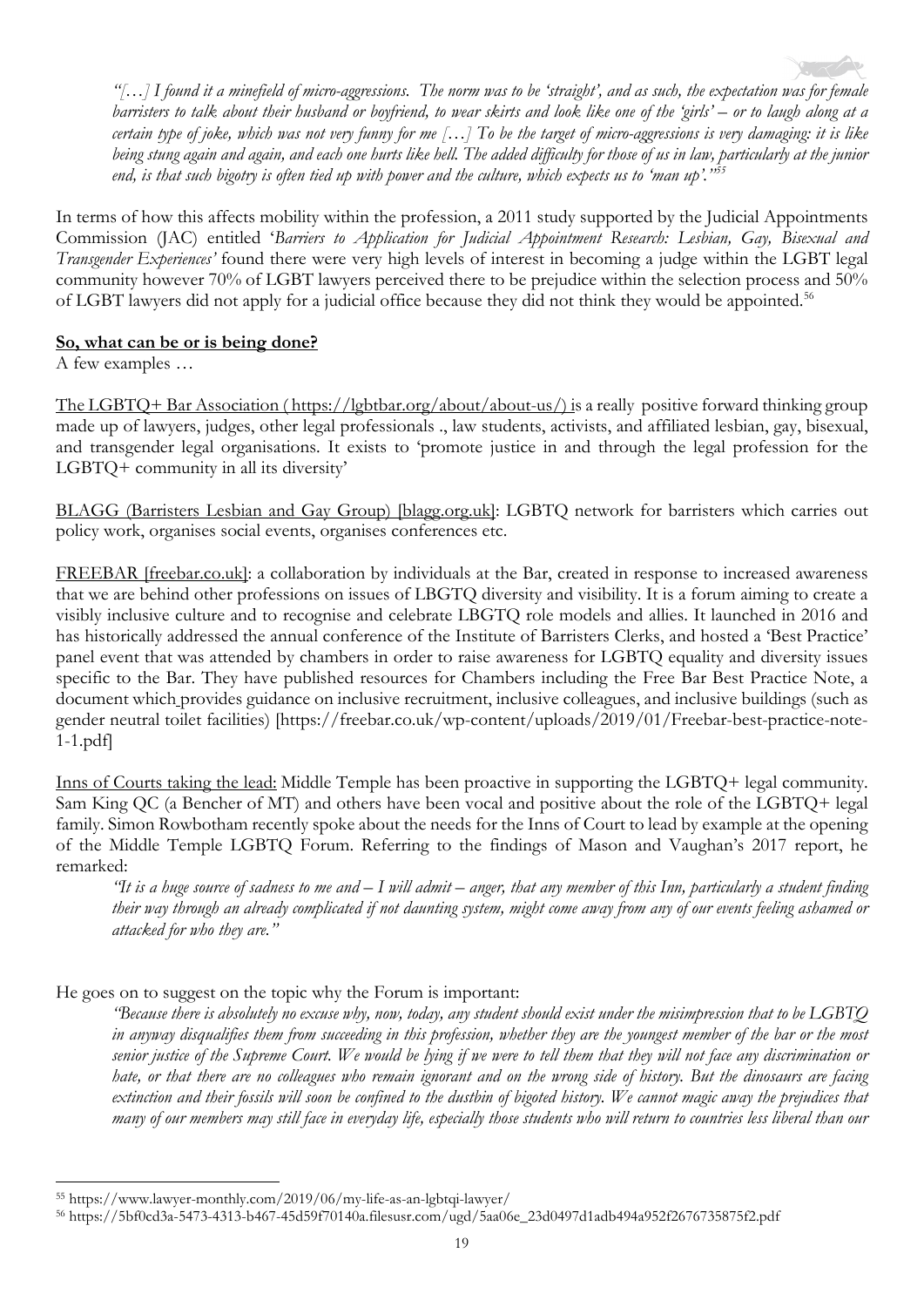*"[…] I found it a minefield of micro-aggressions. The norm was to be 'straight', and as such, the expectation was for female barristers to talk about their husband or boyfriend, to wear skirts and look like one of the 'girls' – or to laugh along at a certain type of joke, which was not very funny for me […] To be the target of micro-aggressions is very damaging: it is like being stung again and again, and each one hurts like hell. The added difficulty for those of us in law, particularly at the junior end, is that such bigotry is often tied up with power and the culture, which expects us to 'man up'."*[55]

In terms of how this affects mobility within the profession, a 2011 study supported by the Judicial Appointments Commission (JAC) entitled '*Barriers to Application for Judicial Appointment Research: Lesbian, Gay, Bisexual and Transgender Experiences'* found there were very high levels of interest in becoming a judge within the LGBT legal community however 70% of LGBT lawyers perceived there to be prejudice within the selection process and 50% of LGBT lawyers did not apply for a judicial office because they did not think they would be appointed.[56]

**So, what can be or is being done?**

A few examples …

The LGBTQ+ Bar Association ( https://lgbtbar.org/about/about-us/) is a really positive forward thinking group made up of lawyers, judges, other legal professionals ., law students, activists, and affiliated lesbian, gay, bisexual, and transgender legal organisations. It exists to 'promote justice in and through the legal profession for the LGBTQ+ community in all its diversity'

BLAGG (Barristers Lesbian and Gay Group) [blagg.org.uk]: LGBTQ network for barristers which carries out policy work, organises social events, organises conferences etc.

FREEBAR [freebar.co.uk]: a collaboration by individuals at the Bar, created in response to increased awareness that we are behind other professions on issues of LBGTQ diversity and visibility. It is a forum aiming to create a visibly inclusive culture and to recognise and celebrate LBGTQ role models and allies. It launched in 2016 and has historically addressed the annual conference of the Institute of Barristers Clerks, and hosted a 'Best Practice' panel event that was attended by chambers in order to raise awareness for LGBTQ equality and diversity issues specific to the Bar. They have published resources for Chambers including the Free Bar Best Practice Note, a document which provides guidance on inclusive recruitment, inclusive colleagues, and inclusive buildings (such as gender neutral toilet facilities) [https://freebar.co.uk/wp-content/uploads/2019/01/Freebar-best-practice-note-1-1.pdf]

Inns of Courts taking the lead: Middle Temple has been proactive in supporting the LGBTQ+ legal community. Sam King QC (a Bencher of MT) and others have been vocal and positive about the role of the LGBTQ+ legal family. Simon Rowbotham recently spoke about the needs for the Inns of Court to lead by example at the opening of the Middle Temple LGBTQ Forum. Referring to the findings of Mason and Vaughan's 2017 report, he remarked:

> *"It is a huge source of sadness to me and – I will admit – anger, that any member of this Inn, particularly a student finding their way through an already complicated if not daunting system, might come away from any of our events feeling ashamed or attacked for who they are."*

He goes on to suggest on the topic why the Forum is important:

> *"Because there is absolutely no excuse why, now, today, any student should exist under the misimpression that to be LGBTQ in anyway disqualifies them from succeeding in this profession, whether they are the youngest member of the bar or the most senior justice of the Supreme Court. We would be lying if we were to tell them that they will not face any discrimination or hate, or that there are no colleagues who remain ignorant and on the wrong side of history. But the dinosaurs are facing extinction and their fossils will soon be confined to the dustbin of bigoted history. We cannot magic away the prejudices that many of our members may still face in everyday life, especially those students who will return to countries less liberal than our*

---

[55] https://www.lawyer-monthly.com/2019/06/my-life-as-an-lgbtqi-lawyer/

[56] https://5bf0cd3a-5473-4313-b467-45d59f70140a.filesusr.com/ugd/5aa06e_23d0497d1adb494a952f2676735875f2.pdf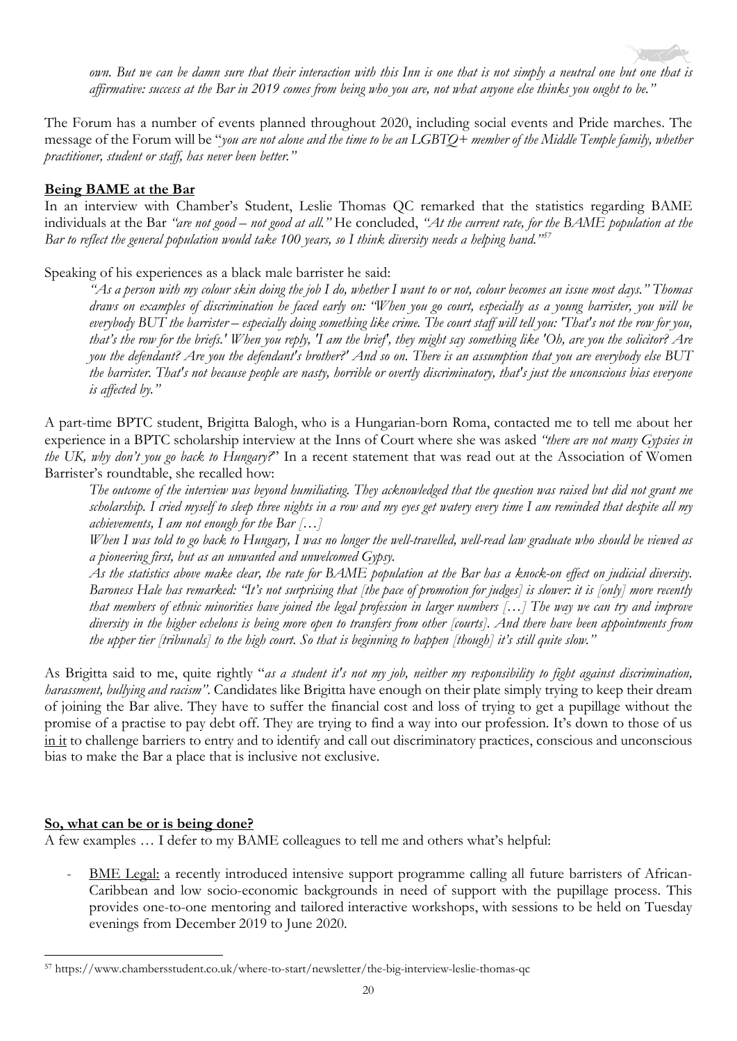*own. But we can be damn sure that their interaction with this Inn is one that is not simply a neutral one but one that is affirmative: success at the Bar in 2019 comes from being who you are, not what anyone else thinks you ought to be."*

The Forum has a number of events planned throughout 2020, including social events and Pride marches. The message of the Forum will be "*you are not alone and the time to be an LGBTQ+ member of the Middle Temple family, whether practitioner, student or staff, has never been better."*

**Being BAME at the Bar**

In an interview with Chamber's Student, Leslie Thomas QC remarked that the statistics regarding BAME individuals at the Bar *"are not good – not good at all."* He concluded, *"At the current rate, for the BAME population at the Bar to reflect the general population would take 100 years, so I think diversity needs a helping hand."*[57]

Speaking of his experiences as a black male barrister he said:

> *"As a person with my colour skin doing the job I do, whether I want to or not, colour becomes an issue most days." Thomas draws on examples of discrimination he faced early on: "When you go court, especially as a young barrister, you will be everybody BUT the barrister – especially doing something like crime. The court staff will tell you: 'That's not the row for you, that's the row for the briefs.' When you reply, 'I am the brief', they might say something like 'Oh, are you the solicitor? Are you the defendant? Are you the defendant's brother?' And so on. There is an assumption that you are everybody else BUT the barrister. That's not because people are nasty, horrible or overtly discriminatory, that's just the unconscious bias everyone is affected by."*

A part-time BPTC student, Brigitta Balogh, who is a Hungarian-born Roma, contacted me to tell me about her experience in a BPTC scholarship interview at the Inns of Court where she was asked *"there are not many Gypsies in the UK, why don't you go back to Hungary?*" In a recent statement that was read out at the Association of Women Barrister's roundtable, she recalled how:

> *The outcome of the interview was beyond humiliating. They acknowledged that the question was raised but did not grant me scholarship. I cried myself to sleep three nights in a row and my eyes get watery every time I am reminded that despite all my achievements, I am not enough for the Bar […]*
>
> *When I was told to go back to Hungary, I was no longer the well-travelled, well-read law graduate who should be viewed as a pioneering first, but as an unwanted and unwelcomed Gypsy.*
>
> *As the statistics above make clear, the rate for BAME population at the Bar has a knock-on effect on judicial diversity. Baroness Hale has remarked: "It's not surprising that [the pace of promotion for judges] is slower: it is [only] more recently that members of ethnic minorities have joined the legal profession in larger numbers […] The way we can try and improve diversity in the higher echelons is being more open to transfers from other [courts]. And there have been appointments from the upper tier [tribunals] to the high court. So that is beginning to happen [though] it's still quite slow."*

As Brigitta said to me, quite rightly "*as a student it's not my job, neither my responsibility to fight against discrimination, harassment, bullying and racism"*. Candidates like Brigitta have enough on their plate simply trying to keep their dream of joining the Bar alive. They have to suffer the financial cost and loss of trying to get a pupillage without the promise of a practise to pay debt off. They are trying to find a way into our profession. It's down to those of us <u>in it</u> to challenge barriers to entry and to identify and call out discriminatory practices, conscious and unconscious bias to make the Bar a place that is inclusive not exclusive.

**So, what can be or is being done?**

A few examples … I defer to my BAME colleagues to tell me and others what's helpful:

- <u>BME Legal:</u> a recently introduced intensive support programme calling all future barristers of African-Caribbean and low socio-economic backgrounds in need of support with the pupillage process. This provides one-to-one mentoring and tailored interactive workshops, with sessions to be held on Tuesday evenings from December 2019 to June 2020.

[57] https://www.chambersstudent.co.uk/where-to-start/newsletter/the-big-interview-leslie-thomas-qc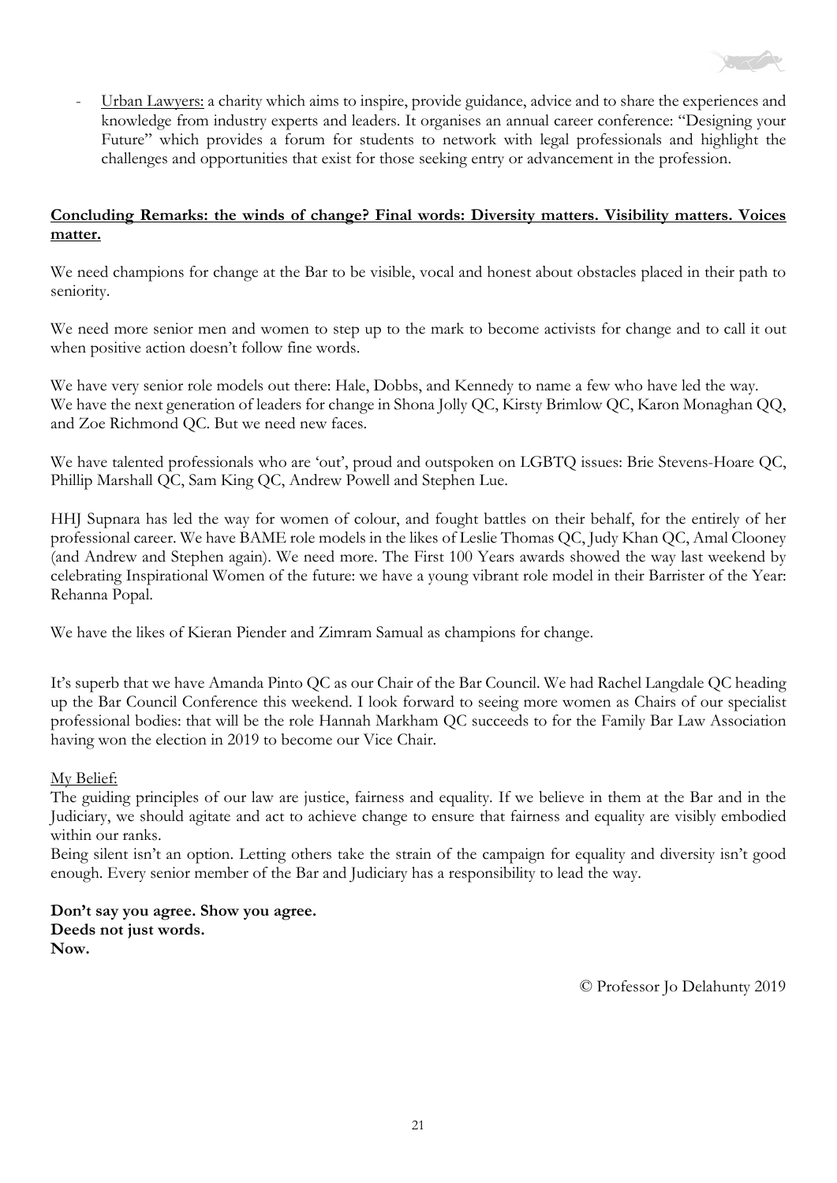- Urban Lawyers: a charity which aims to inspire, provide guidance, advice and to share the experiences and knowledge from industry experts and leaders. It organises an annual career conference: "Designing your Future" which provides a forum for students to network with legal professionals and highlight the challenges and opportunities that exist for those seeking entry or advancement in the profession.

**Concluding Remarks: the winds of change? Final words: Diversity matters. Visibility matters. Voices matter.**

We need champions for change at the Bar to be visible, vocal and honest about obstacles placed in their path to seniority.

We need more senior men and women to step up to the mark to become activists for change and to call it out when positive action doesn't follow fine words.

We have very senior role models out there: Hale, Dobbs, and Kennedy to name a few who have led the way. We have the next generation of leaders for change in Shona Jolly QC, Kirsty Brimlow QC, Karon Monaghan QQ, and Zoe Richmond QC. But we need new faces.

We have talented professionals who are 'out', proud and outspoken on LGBTQ issues: Brie Stevens-Hoare QC, Phillip Marshall QC, Sam King QC, Andrew Powell and Stephen Lue.

HHJ Supnara has led the way for women of colour, and fought battles on their behalf, for the entirely of her professional career. We have BAME role models in the likes of Leslie Thomas QC, Judy Khan QC, Amal Clooney (and Andrew and Stephen again). We need more. The First 100 Years awards showed the way last weekend by celebrating Inspirational Women of the future: we have a young vibrant role model in their Barrister of the Year: Rehanna Popal.

We have the likes of Kieran Piender and Zimram Samual as champions for change.

It's superb that we have Amanda Pinto QC as our Chair of the Bar Council. We had Rachel Langdale QC heading up the Bar Council Conference this weekend. I look forward to seeing more women as Chairs of our specialist professional bodies: that will be the role Hannah Markham QC succeeds to for the Family Bar Law Association having won the election in 2019 to become our Vice Chair.

My Belief:

The guiding principles of our law are justice, fairness and equality. If we believe in them at the Bar and in the Judiciary, we should agitate and act to achieve change to ensure that fairness and equality are visibly embodied within our ranks.

Being silent isn't an option. Letting others take the strain of the campaign for equality and diversity isn't good enough. Every senior member of the Bar and Judiciary has a responsibility to lead the way.

**Don't say you agree. Show you agree.**
**Deeds not just words.**
**Now.**

© Professor Jo Delahunty 2019